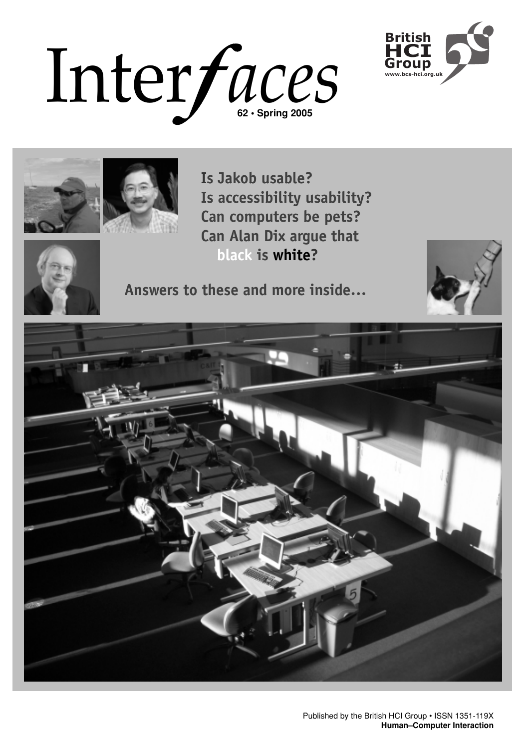# Interfaces

62 • Spring 2005

British HCI Group
www.bcs-hci.org.uk

**Is Jakob usable?**
**Is accessibility usability?**
**Can computers be pets?**
**Can Alan Dix argue that black is white?**

**Answers to these and more inside…**

Published by the British HCI Group • ISSN 1351-119X
**Human–Computer Interaction**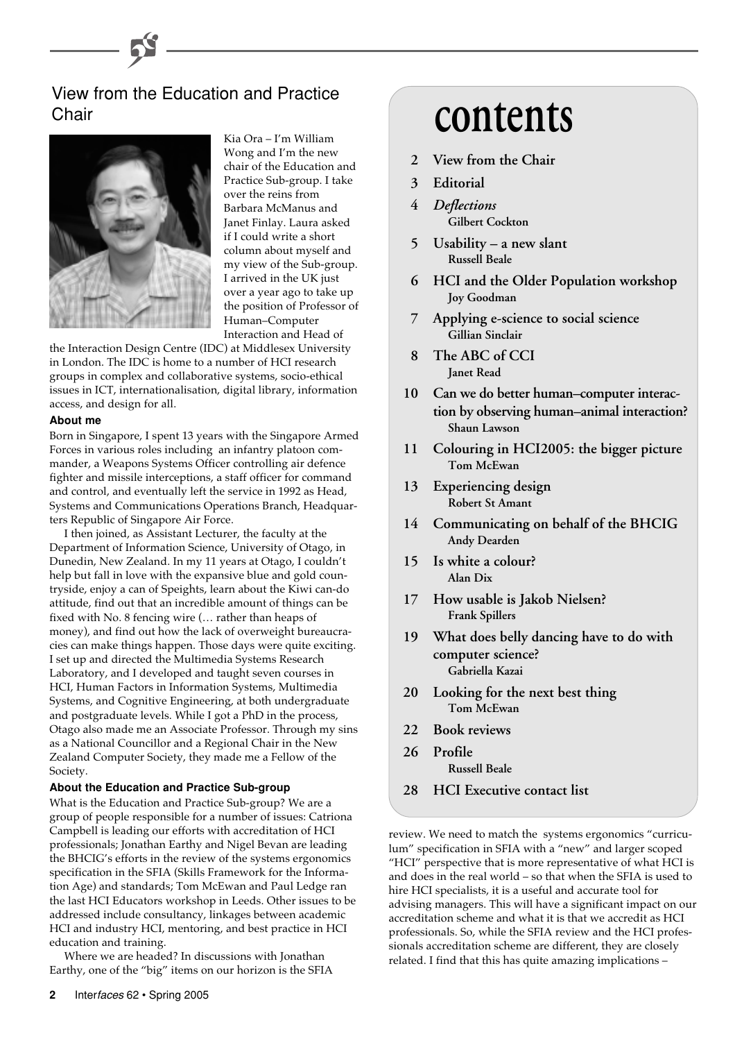## View from the Education and Practice Chair

Kia Ora – I'm William Wong and I'm the new chair of the Education and Practice Sub-group. I take over the reins from Barbara McManus and Janet Finlay. Laura asked if I could write a short column about myself and my view of the Sub-group. I arrived in the UK just over a year ago to take up the position of Professor of Human–Computer Interaction and Head of the Interaction Design Centre (IDC) at Middlesex University in London. The IDC is home to a number of HCI research groups in complex and collaborative systems, socio-ethical issues in ICT, internationalisation, digital library, information access, and design for all.

### About me

Born in Singapore, I spent 13 years with the Singapore Armed Forces in various roles including an infantry platoon commander, a Weapons Systems Officer controlling air defence fighter and missile interceptions, a staff officer for command and control, and eventually left the service in 1992 as Head, Systems and Communications Operations Branch, Headquarters Republic of Singapore Air Force.

I then joined, as Assistant Lecturer, the faculty at the Department of Information Science, University of Otago, in Dunedin, New Zealand. In my 11 years at Otago, I couldn't help but fall in love with the expansive blue and gold countryside, enjoy a can of Speights, learn about the Kiwi can-do attitude, find out that an incredible amount of things can be fixed with No. 8 fencing wire (… rather than heaps of money), and find out how the lack of overweight bureaucracies can make things happen. Those days were quite exciting. I set up and directed the Multimedia Systems Research Laboratory, and I developed and taught seven courses in HCI, Human Factors in Information Systems, Multimedia Systems, and Cognitive Engineering, at both undergraduate and postgraduate levels. While I got a PhD in the process, Otago also made me an Associate Professor. Through my sins as a National Councillor and a Regional Chair in the New Zealand Computer Society, they made me a Fellow of the Society.

### About the Education and Practice Sub-group

What is the Education and Practice Sub-group? We are a group of people responsible for a number of issues: Catriona Campbell is leading our efforts with accreditation of HCI professionals; Jonathan Earthy and Nigel Bevan are leading the BHCIG's efforts in the review of the systems ergonomics specification in the SFIA (Skills Framework for the Information Age) and standards; Tom McEwan and Paul Ledge ran the last HCI Educators workshop in Leeds. Other issues to be addressed include consultancy, linkages between academic HCI and industry HCI, mentoring, and best practice in HCI education and training.

Where we are headed? In discussions with Jonathan Earthy, one of the "big" items on our horizon is the SFIA review. We need to match the systems ergonomics "curriculum" specification in SFIA with a "new" and larger scoped "HCI" perspective that is more representative of what HCI is and does in the real world – so that when the SFIA is used to hire HCI specialists, it is a useful and accurate tool for advising managers. This will have a significant impact on our accreditation scheme and what it is that we accredit as HCI professionals. So, while the SFIA review and the HCI professionals accreditation scheme are different, they are closely related. I find that this has quite amazing implications –

# contents

- 2 View from the Chair
- 3 Editorial
- 4 *Deflections* — Gilbert Cockton
- 5 Usability – a new slant — Russell Beale
- 6 HCI and the Older Population workshop — Joy Goodman
- 7 Applying e-science to social science — Gillian Sinclair
- 8 The ABC of CCI — Janet Read
- 10 Can we do better human–computer interaction by observing human–animal interaction? — Shaun Lawson
- 11 Colouring in HCI2005: the bigger picture — Tom McEwan
- 13 Experiencing design — Robert St Amant
- 14 Communicating on behalf of the BHCIG — Andy Dearden
- 15 Is white a colour? — Alan Dix
- 17 How usable is Jakob Nielsen? — Frank Spillers
- 19 What does belly dancing have to do with computer science? — Gabriella Kazai
- 20 Looking for the next best thing — Tom McEwan
- 22 Book reviews
- 26 Profile — Russell Beale
- 28 HCI Executive contact list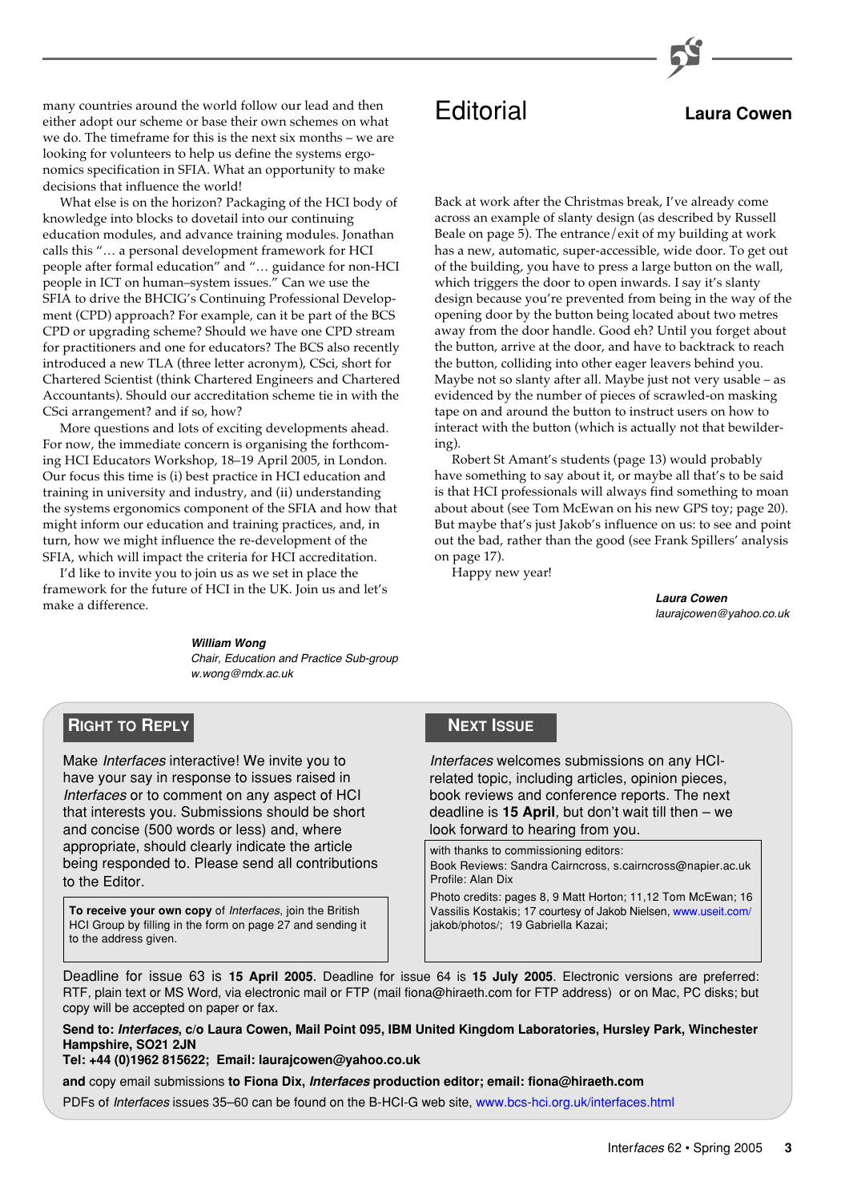many countries around the world follow our lead and then either adopt our scheme or base their own schemes on what we do. The timeframe for this is the next six months – we are looking for volunteers to help us define the systems ergonomics specification in SFIA. What an opportunity to make decisions that influence the world!

What else is on the horizon? Packaging of the HCI body of knowledge into blocks to dovetail into our continuing education modules, and advance training modules. Jonathan calls this "… a personal development framework for HCI people after formal education" and "… guidance for non-HCI people in ICT on human–system issues." Can we use the SFIA to drive the BHCIG's Continuing Professional Development (CPD) approach? For example, can it be part of the BCS CPD or upgrading scheme? Should we have one CPD stream for practitioners and one for educators? The BCS also recently introduced a new TLA (three letter acronym), CSci, short for Chartered Scientist (think Chartered Engineers and Chartered Accountants). Should our accreditation scheme tie in with the CSci arrangement? and if so, how?

More questions and lots of exciting developments ahead. For now, the immediate concern is organising the forthcoming HCI Educators Workshop, 18–19 April 2005, in London. Our focus this time is (i) best practice in HCI education and training in university and industry, and (ii) understanding the systems ergonomics component of the SFIA and how that might inform our education and training practices, and, in turn, how we might influence the re-development of the SFIA, which will impact the criteria for HCI accreditation.

I'd like to invite you to join us as we set in place the framework for the future of HCI in the UK. Join us and let's make a difference.

***William Wong***
*Chair, Education and Practice Sub-group*
*w.wong@mdx.ac.uk*

# Editorial

**Laura Cowen**

Back at work after the Christmas break, I've already come across an example of slanty design (as described by Russell Beale on page 5). The entrance/exit of my building at work has a new, automatic, super-accessible, wide door. To get out of the building, you have to press a large button on the wall, which triggers the door to open inwards. I say it's slanty design because you're prevented from being in the way of the opening door by the button being located about two metres away from the door handle. Good eh? Until you forget about the button, arrive at the door, and have to backtrack to reach the button, colliding into other eager leavers behind you. Maybe not so slanty after all. Maybe just not very usable – as evidenced by the number of pieces of scrawled-on masking tape on and around the button to instruct users on how to interact with the button (which is actually not that bewildering).

Robert St Amant's students (page 13) would probably have something to say about it, or maybe all that's to be said is that HCI professionals will always find something to moan about about (see Tom McEwan on his new GPS toy; page 20). But maybe that's just Jakob's influence on us: to see and point out the bad, rather than the good (see Frank Spillers' analysis on page 17).

Happy new year!

***Laura Cowen***
*laurajcowen@yahoo.co.uk*

## Right to Reply

Make *Interfaces* interactive! We invite you to have your say in response to issues raised in *Interfaces* or to comment on any aspect of HCI that interests you. Submissions should be short and concise (500 words or less) and, where appropriate, should clearly indicate the article being responded to. Please send all contributions to the Editor.

**To receive your own copy** of *Interfaces*, join the British HCI Group by filling in the form on page 27 and sending it to the address given.

## Next Issue

*Interfaces* welcomes submissions on any HCI-related topic, including articles, opinion pieces, book reviews and conference reports. The next deadline is **15 April**, but don't wait till then – we look forward to hearing from you.

with thanks to commissioning editors:
Book Reviews: Sandra Cairncross, s.cairncross@napier.ac.uk
Profile: Alan Dix

Photo credits: pages 8, 9 Matt Horton; 11,12 Tom McEwan; 16 Vassilis Kostakis; 17 courtesy of Jakob Nielsen, www.useit.com/jakob/photos/; 19 Gabriella Kazai;

Deadline for issue 63 is **15 April 2005**. Deadline for issue 64 is **15 July 2005**. Electronic versions are preferred: RTF, plain text or MS Word, via electronic mail or FTP (mail fiona@hiraeth.com for FTP address) or on Mac, PC disks; but copy will be accepted on paper or fax.

**Send to: *Interfaces*, c/o Laura Cowen, Mail Point 095, IBM United Kingdom Laboratories, Hursley Park, Winchester Hampshire, SO21 2JN**
**Tel: +44 (0)1962 815622; Email: laurajcowen@yahoo.co.uk**

**and** copy email submissions **to Fiona Dix, *Interfaces* production editor; email: fiona@hiraeth.com**

PDFs of *Interfaces* issues 35–60 can be found on the B-HCI-G web site, www.bcs-hci.org.uk/interfaces.html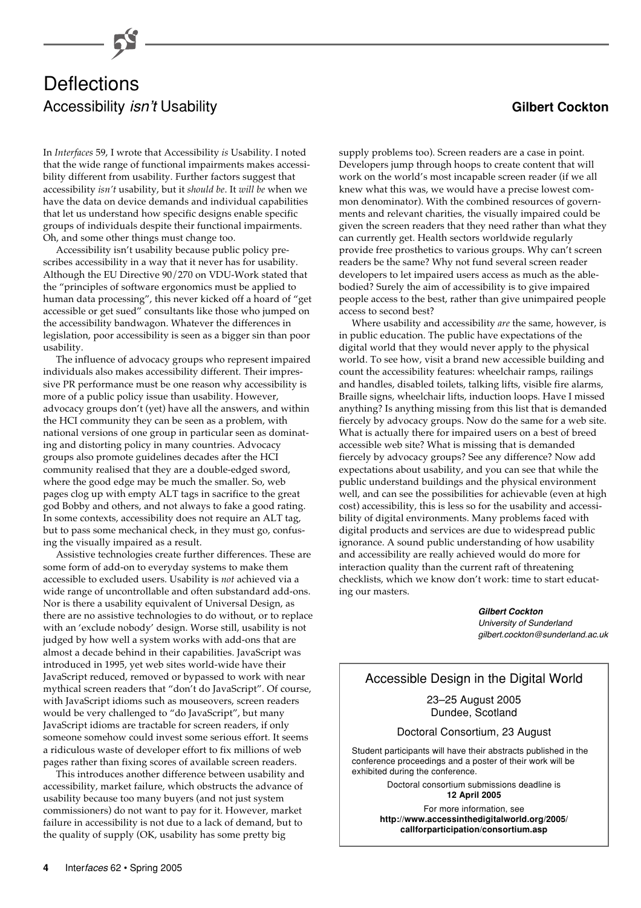# Deflections

## Accessibility *isn't* Usability

**Gilbert Cockton**

In *Interfaces* 59, I wrote that Accessibility *is* Usability. I noted that the wide range of functional impairments makes accessibility different from usability. Further factors suggest that accessibility *isn't* usability, but it *should be*. It *will be* when we have the data on device demands and individual capabilities that let us understand how specific designs enable specific groups of individuals despite their functional impairments. Oh, and some other things must change too.

Accessibility isn't usability because public policy prescribes accessibility in a way that it never has for usability. Although the EU Directive 90/270 on VDU-Work stated that the "principles of software ergonomics must be applied to human data processing", this never kicked off a hoard of "get accessible or get sued" consultants like those who jumped on the accessibility bandwagon. Whatever the differences in legislation, poor accessibility is seen as a bigger sin than poor usability.

The influence of advocacy groups who represent impaired individuals also makes accessibility different. Their impressive PR performance must be one reason why accessibility is more of a public policy issue than usability. However, advocacy groups don't (yet) have all the answers, and within the HCI community they can be seen as a problem, with national versions of one group in particular seen as dominating and distorting policy in many countries. Advocacy groups also promote guidelines decades after the HCI community realised that they are a double-edged sword, where the good edge may be much the smaller. So, web pages clog up with empty ALT tags in sacrifice to the great god Bobby and others, and not always to fake a good rating. In some contexts, accessibility does not require an ALT tag, but to pass some mechanical check, in they must go, confusing the visually impaired as a result.

Assistive technologies create further differences. These are some form of add-on to everyday systems to make them accessible to excluded users. Usability is *not* achieved via a wide range of uncontrollable and often substandard add-ons. Nor is there a usability equivalent of Universal Design, as there are no assistive technologies to do without, or to replace with an 'exclude nobody' design. Worse still, usability is not judged by how well a system works with add-ons that are almost a decade behind in their capabilities. JavaScript was introduced in 1995, yet web sites world-wide have their JavaScript reduced, removed or bypassed to work with near mythical screen readers that "don't do JavaScript". Of course, with JavaScript idioms such as mouseovers, screen readers would be very challenged to "do JavaScript", but many JavaScript idioms are tractable for screen readers, if only someone somehow could invest some serious effort. It seems a ridiculous waste of developer effort to fix millions of web pages rather than fixing scores of available screen readers.

This introduces another difference between usability and accessibility, market failure, which obstructs the advance of usability because too many buyers (and not just system commissioners) do not want to pay for it. However, market failure in accessibility is not due to a lack of demand, but to the quality of supply (OK, usability has some pretty big supply problems too). Screen readers are a case in point. Developers jump through hoops to create content that will work on the world's most incapable screen reader (if we all knew what this was, we would have a precise lowest common denominator). With the combined resources of governments and relevant charities, the visually impaired could be given the screen readers that they need rather than what they can currently get. Health sectors worldwide regularly provide free prosthetics to various groups. Why can't screen readers be the same? Why not fund several screen reader developers to let impaired users access as much as the able-bodied? Surely the aim of accessibility is to give impaired people access to the best, rather than give unimpaired people access to second best?

Where usability and accessibility *are* the same, however, is in public education. The public have expectations of the digital world that they would never apply to the physical world. To see how, visit a brand new accessible building and count the accessibility features: wheelchair ramps, railings and handles, disabled toilets, talking lifts, visible fire alarms, Braille signs, wheelchair lifts, induction loops. Have I missed anything? Is anything missing from this list that is demanded fiercely by advocacy groups. Now do the same for a web site. What is actually there for impaired users on a best of breed accessible web site? What is missing that is demanded fiercely by advocacy groups? See any difference? Now add expectations about usability, and you can see that while the public understand buildings and the physical environment well, and can see the possibilities for achievable (even at high cost) accessibility, this is less so for the usability and accessibility of digital environments. Many problems faced with digital products and services are due to widespread public ignorance. A sound public understanding of how usability and accessibility are really achieved would do more for interaction quality than the current raft of threatening checklists, which we know don't work: time to start educating our masters.

***Gilbert Cockton***
*University of Sunderland*
*gilbert.cockton@sunderland.ac.uk*

---

### Accessible Design in the Digital World

23–25 August 2005
Dundee, Scotland

Doctoral Consortium, 23 August

Student participants will have their abstracts published in the conference proceedings and a poster of their work will be exhibited during the conference.

Doctoral consortium submissions deadline is **12 April 2005**

For more information, see
**http://www.accessinthedigitalworld.org/2005/callforparticipation/consortium.asp**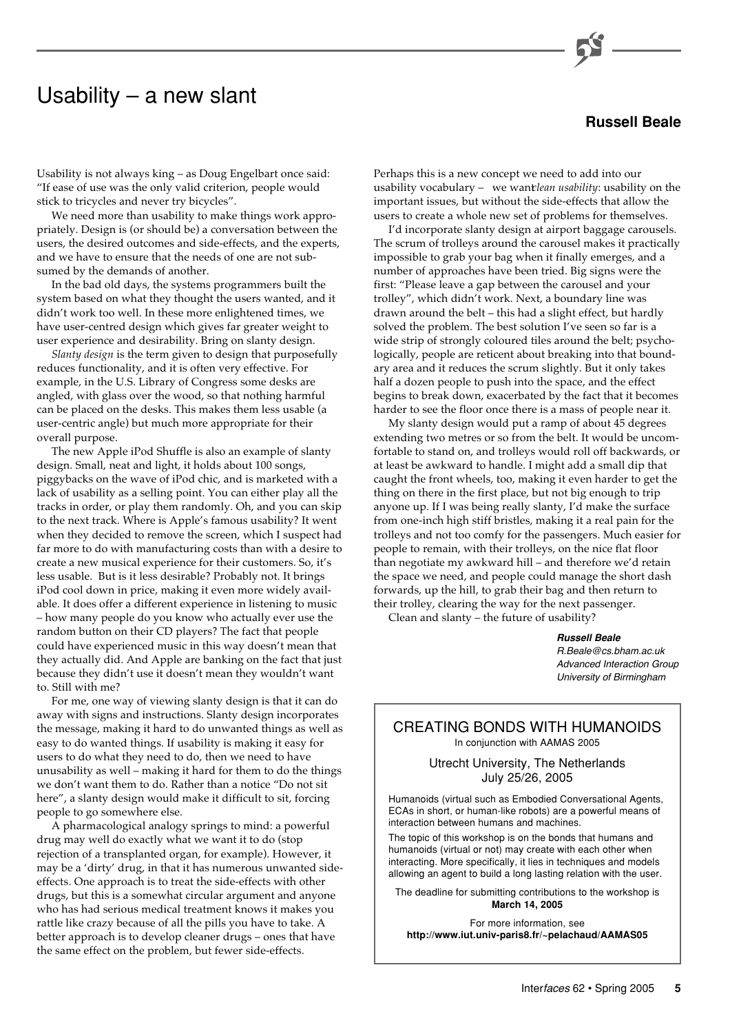# Usability – a new slant

**Russell Beale**

Usability is not always king – as Doug Engelbart once said: "If ease of use was the only valid criterion, people would stick to tricycles and never try bicycles".

We need more than usability to make things work appropriately. Design is (or should be) a conversation between the users, the desired outcomes and side-effects, and the experts, and we have to ensure that the needs of one are not subsumed by the demands of another.

In the bad old days, the systems programmers built the system based on what they thought the users wanted, and it didn't work too well. In these more enlightened times, we have user-centred design which gives far greater weight to user experience and desirability. Bring on slanty design.

*Slanty design* is the term given to design that purposefully reduces functionality, and it is often very effective. For example, in the U.S. Library of Congress some desks are angled, with glass over the wood, so that nothing harmful can be placed on the desks. This makes them less usable (a user-centric angle) but much more appropriate for their overall purpose.

The new Apple iPod Shuffle is also an example of slanty design. Small, neat and light, it holds about 100 songs, piggybacks on the wave of iPod chic, and is marketed with a lack of usability as a selling point. You can either play all the tracks in order, or play them randomly. Oh, and you can skip to the next track. Where is Apple's famous usability? It went when they decided to remove the screen, which I suspect had far more to do with manufacturing costs than with a desire to create a new musical experience for their customers. So, it's less usable. But is it less desirable? Probably not. It brings iPod cool down in price, making it even more widely available. It does offer a different experience in listening to music – how many people do you know who actually ever use the random button on their CD players? The fact that people could have experienced music in this way doesn't mean that they actually did. And Apple are banking on the fact that just because they didn't use it doesn't mean they wouldn't want to. Still with me?

For me, one way of viewing slanty design is that it can do away with signs and instructions. Slanty design incorporates the message, making it hard to do unwanted things as well as easy to do wanted things. If usability is making it easy for users to do what they need to do, then we need to have unusability as well – making it hard for them to do the things we don't want them to do. Rather than a notice "Do not sit here", a slanty design would make it difficult to sit, forcing people to go somewhere else.

A pharmacological analogy springs to mind: a powerful drug may well do exactly what we want it to do (stop rejection of a transplanted organ, for example). However, it may be a 'dirty' drug, in that it has numerous unwanted side-effects. One approach is to treat the side-effects with other drugs, but this is a somewhat circular argument and anyone who has had serious medical treatment knows it makes you rattle like crazy because of all the pills you have to take. A better approach is to develop cleaner drugs – ones that have the same effect on the problem, but fewer side-effects.

Perhaps this is a new concept we need to add into our usability vocabulary – we want *clean usability*: usability on the important issues, but without the side-effects that allow the users to create a whole new set of problems for themselves.

I'd incorporate slanty design at airport baggage carousels. The scrum of trolleys around the carousel makes it practically impossible to grab your bag when it finally emerges, and a number of approaches have been tried. Big signs were the first: "Please leave a gap between the carousel and your trolley", which didn't work. Next, a boundary line was drawn around the belt – this had a slight effect, but hardly solved the problem. The best solution I've seen so far is a wide strip of strongly coloured tiles around the belt; psychologically, people are reticent about breaking into that boundary area and it reduces the scrum slightly. But it only takes half a dozen people to push into the space, and the effect begins to break down, exacerbated by the fact that it becomes harder to see the floor once there is a mass of people near it.

My slanty design would put a ramp of about 45 degrees extending two metres or so from the belt. It would be uncomfortable to stand on, and trolleys would roll off backwards, or at least be awkward to handle. I might add a small dip that caught the front wheels, too, making it even harder to get the thing on there in the first place, but not big enough to trip anyone up. If I was being really slanty, I'd make the surface from one-inch high stiff bristles, making it a real pain for the trolleys and not too comfy for the passengers. Much easier for people to remain, with their trolleys, on the nice flat floor than negotiate my awkward hill – and therefore we'd retain the space we need, and people could manage the short dash forwards, up the hill, to grab their bag and then return to their trolley, clearing the way for the next passenger.

Clean and slanty – the future of usability?

***Russell Beale***
*R.Beale@cs.bham.ac.uk*
*Advanced Interaction Group*
*University of Birmingham*

---

## CREATING BONDS WITH HUMANOIDS

In conjunction with AAMAS 2005

Utrecht University, The Netherlands
July 25/26, 2005

Humanoids (virtual such as Embodied Conversational Agents, ECAs in short, or human-like robots) are a powerful means of interaction between humans and machines.

The topic of this workshop is on the bonds that humans and humanoids (virtual or not) may create with each other when interacting. More specifically, it lies in techniques and models allowing an agent to build a long lasting relation with the user.

The deadline for submitting contributions to the workshop is **March 14, 2005**

For more information, see
**http://www.iut.univ-paris8.fr/~pelachaud/AAMAS05**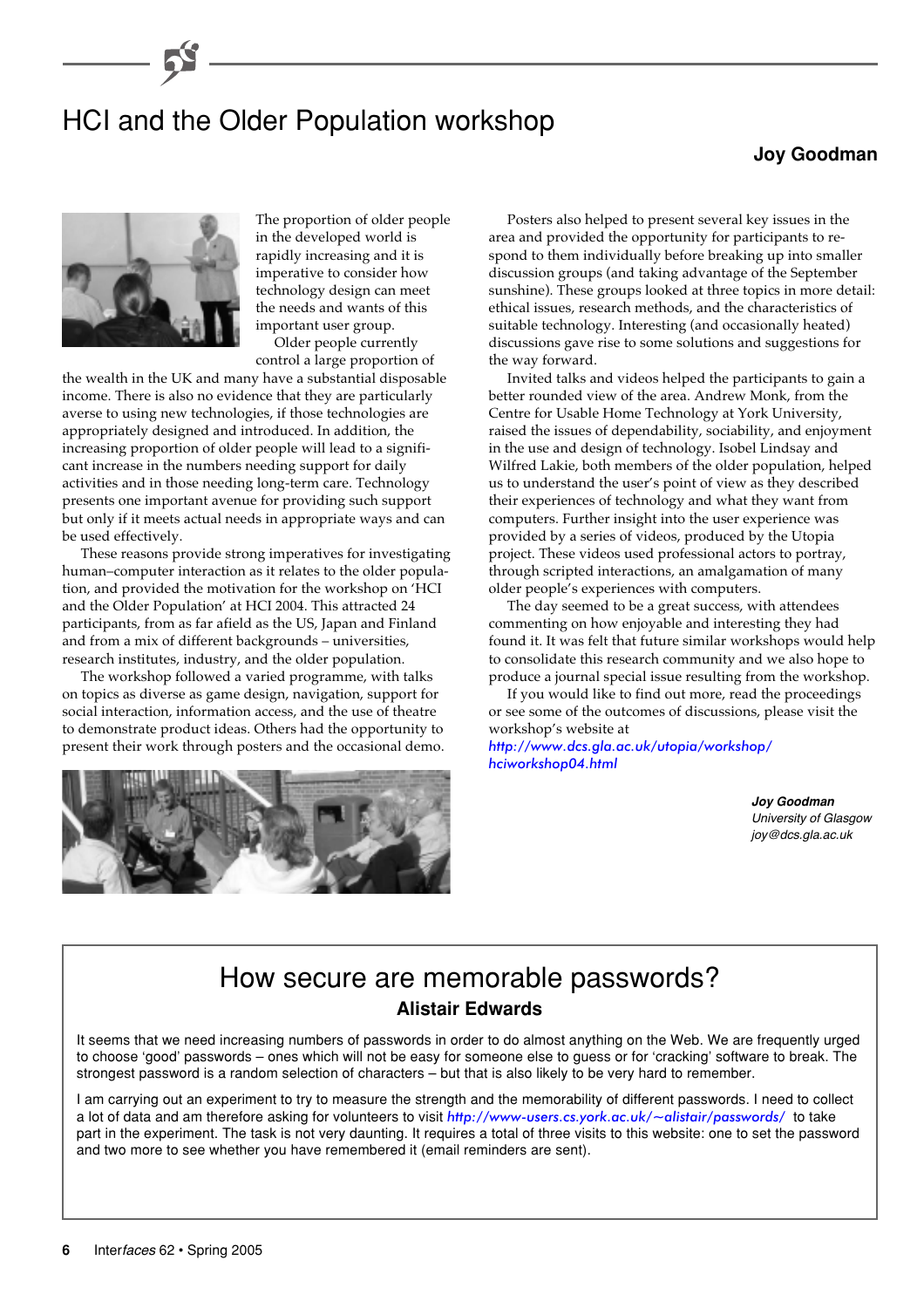# HCI and the Older Population workshop

**Joy Goodman**

The proportion of older people in the developed world is rapidly increasing and it is imperative to consider how technology design can meet the needs and wants of this important user group.

Older people currently control a large proportion of the wealth in the UK and many have a substantial disposable income. There is also no evidence that they are particularly averse to using new technologies, if those technologies are appropriately designed and introduced. In addition, the increasing proportion of older people will lead to a significant increase in the numbers needing support for daily activities and in those needing long-term care. Technology presents one important avenue for providing such support but only if it meets actual needs in appropriate ways and can be used effectively.

These reasons provide strong imperatives for investigating human–computer interaction as it relates to the older population, and provided the motivation for the workshop on 'HCI and the Older Population' at HCI 2004. This attracted 24 participants, from as far afield as the US, Japan and Finland and from a mix of different backgrounds – universities, research institutes, industry, and the older population.

The workshop followed a varied programme, with talks on topics as diverse as game design, navigation, support for social interaction, information access, and the use of theatre to demonstrate product ideas. Others had the opportunity to present their work through posters and the occasional demo.

Posters also helped to present several key issues in the area and provided the opportunity for participants to respond to them individually before breaking up into smaller discussion groups (and taking advantage of the September sunshine). These groups looked at three topics in more detail: ethical issues, research methods, and the characteristics of suitable technology. Interesting (and occasionally heated) discussions gave rise to some solutions and suggestions for the way forward.

Invited talks and videos helped the participants to gain a better rounded view of the area. Andrew Monk, from the Centre for Usable Home Technology at York University, raised the issues of dependability, sociability, and enjoyment in the use and design of technology. Isobel Lindsay and Wilfred Lakie, both members of the older population, helped us to understand the user's point of view as they described their experiences of technology and what they want from computers. Further insight into the user experience was provided by a series of videos, produced by the Utopia project. These videos used professional actors to portray, through scripted interactions, an amalgamation of many older people's experiences with computers.

The day seemed to be a great success, with attendees commenting on how enjoyable and interesting they had found it. It was felt that future similar workshops would help to consolidate this research community and we also hope to produce a journal special issue resulting from the workshop.

If you would like to find out more, read the proceedings or see some of the outcomes of discussions, please visit the workshop's website at
http://www.dcs.gla.ac.uk/utopia/workshop/hciworkshop04.html

***Joy Goodman***
*University of Glasgow*
*joy@dcs.gla.ac.uk*

## How secure are memorable passwords?

**Alistair Edwards**

It seems that we need increasing numbers of passwords in order to do almost anything on the Web. We are frequently urged to choose 'good' passwords – ones which will not be easy for someone else to guess or for 'cracking' software to break. The strongest password is a random selection of characters – but that is also likely to be very hard to remember.

I am carrying out an experiment to try to measure the strength and the memorability of different passwords. I need to collect a lot of data and am therefore asking for volunteers to visit http://www-users.cs.york.ac.uk/~alistair/passwords/ to take part in the experiment. The task is not very daunting. It requires a total of three visits to this website: one to set the password and two more to see whether you have remembered it (email reminders are sent).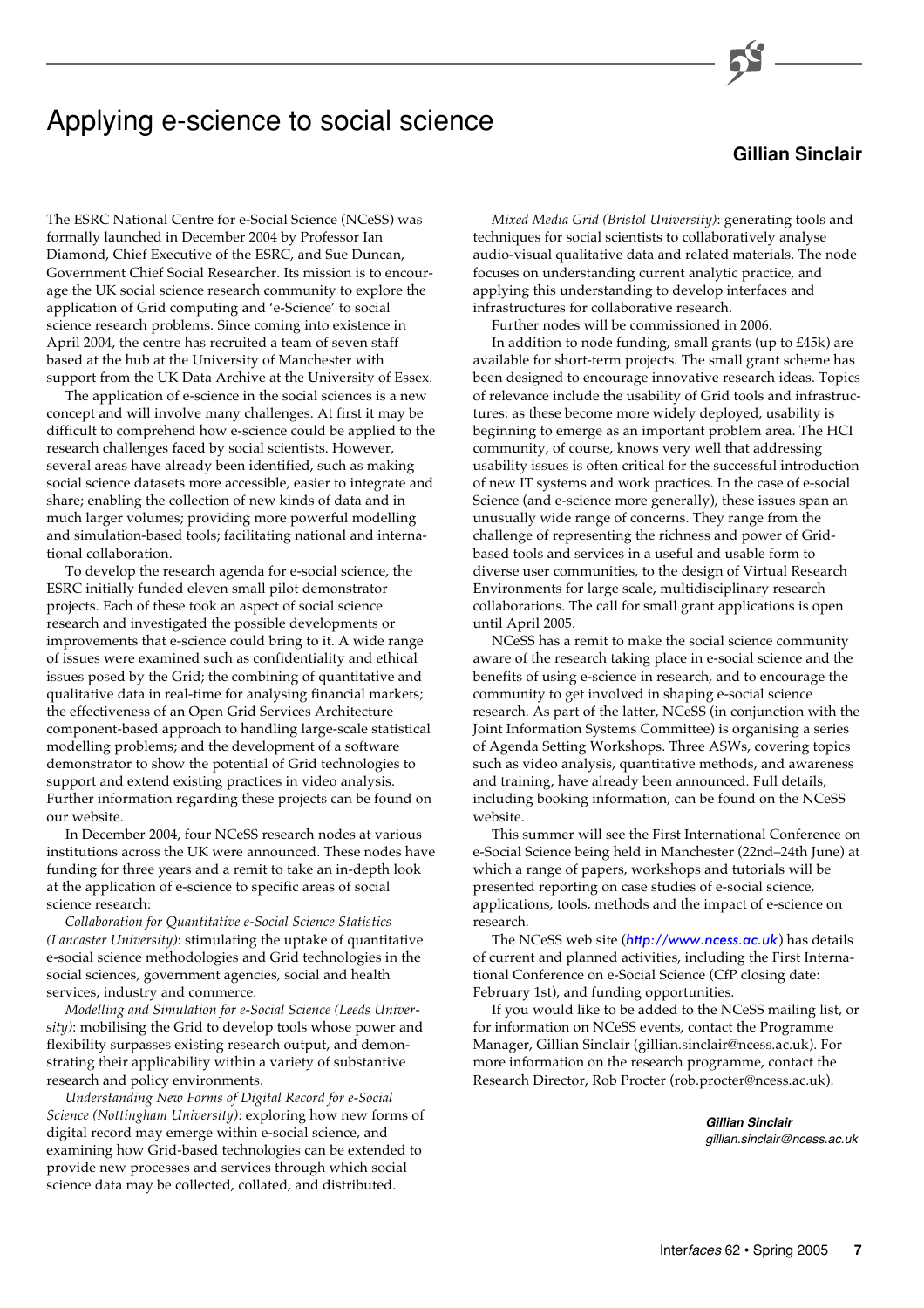# Applying e-science to social science

**Gillian Sinclair**

The ESRC National Centre for e-Social Science (NCeSS) was formally launched in December 2004 by Professor Ian Diamond, Chief Executive of the ESRC, and Sue Duncan, Government Chief Social Researcher. Its mission is to encourage the UK social science research community to explore the application of Grid computing and 'e-Science' to social science research problems. Since coming into existence in April 2004, the centre has recruited a team of seven staff based at the hub at the University of Manchester with support from the UK Data Archive at the University of Essex.

The application of e-science in the social sciences is a new concept and will involve many challenges. At first it may be difficult to comprehend how e-science could be applied to the research challenges faced by social scientists. However, several areas have already been identified, such as making social science datasets more accessible, easier to integrate and share; enabling the collection of new kinds of data and in much larger volumes; providing more powerful modelling and simulation-based tools; facilitating national and international collaboration.

To develop the research agenda for e-social science, the ESRC initially funded eleven small pilot demonstrator projects. Each of these took an aspect of social science research and investigated the possible developments or improvements that e-science could bring to it. A wide range of issues were examined such as confidentiality and ethical issues posed by the Grid; the combining of quantitative and qualitative data in real-time for analysing financial markets; the effectiveness of an Open Grid Services Architecture component-based approach to handling large-scale statistical modelling problems; and the development of a software demonstrator to show the potential of Grid technologies to support and extend existing practices in video analysis. Further information regarding these projects can be found on our website.

In December 2004, four NCeSS research nodes at various institutions across the UK were announced. These nodes have funding for three years and a remit to take an in-depth look at the application of e-science to specific areas of social science research:

*Collaboration for Quantitative e-Social Science Statistics (Lancaster University)*: stimulating the uptake of quantitative e-social science methodologies and Grid technologies in the social sciences, government agencies, social and health services, industry and commerce.

*Modelling and Simulation for e-Social Science (Leeds University)*: mobilising the Grid to develop tools whose power and flexibility surpasses existing research output, and demonstrating their applicability within a variety of substantive research and policy environments.

*Understanding New Forms of Digital Record for e-Social Science (Nottingham University)*: exploring how new forms of digital record may emerge within e-social science, and examining how Grid-based technologies can be extended to provide new processes and services through which social science data may be collected, collated, and distributed.

*Mixed Media Grid (Bristol University)*: generating tools and techniques for social scientists to collaboratively analyse audio-visual qualitative data and related materials. The node focuses on understanding current analytic practice, and applying this understanding to develop interfaces and infrastructures for collaborative research.

Further nodes will be commissioned in 2006.

In addition to node funding, small grants (up to £45k) are available for short-term projects. The small grant scheme has been designed to encourage innovative research ideas. Topics of relevance include the usability of Grid tools and infrastructures: as these become more widely deployed, usability is beginning to emerge as an important problem area. The HCI community, of course, knows very well that addressing usability issues is often critical for the successful introduction of new IT systems and work practices. In the case of e-social Science (and e-science more generally), these issues span an unusually wide range of concerns. They range from the challenge of representing the richness and power of Grid-based tools and services in a useful and usable form to diverse user communities, to the design of Virtual Research Environments for large scale, multidisciplinary research collaborations. The call for small grant applications is open until April 2005.

NCeSS has a remit to make the social science community aware of the research taking place in e-social science and the benefits of using e-science in research, and to encourage the community to get involved in shaping e-social science research. As part of the latter, NCeSS (in conjunction with the Joint Information Systems Committee) is organising a series of Agenda Setting Workshops. Three ASWs, covering topics such as video analysis, quantitative methods, and awareness and training, have already been announced. Full details, including booking information, can be found on the NCeSS website.

This summer will see the First International Conference on e-Social Science being held in Manchester (22nd–24th June) at which a range of papers, workshops and tutorials will be presented reporting on case studies of e-social science, applications, tools, methods and the impact of e-science on research.

The NCeSS web site (*http://www.ncess.ac.uk*) has details of current and planned activities, including the First International Conference on e-Social Science (CfP closing date: February 1st), and funding opportunities.

If you would like to be added to the NCeSS mailing list, or for information on NCeSS events, contact the Programme Manager, Gillian Sinclair (gillian.sinclair@ncess.ac.uk). For more information on the research programme, contact the Research Director, Rob Procter (rob.procter@ncess.ac.uk).

***Gillian Sinclair***
*gillian.sinclair@ncess.ac.uk*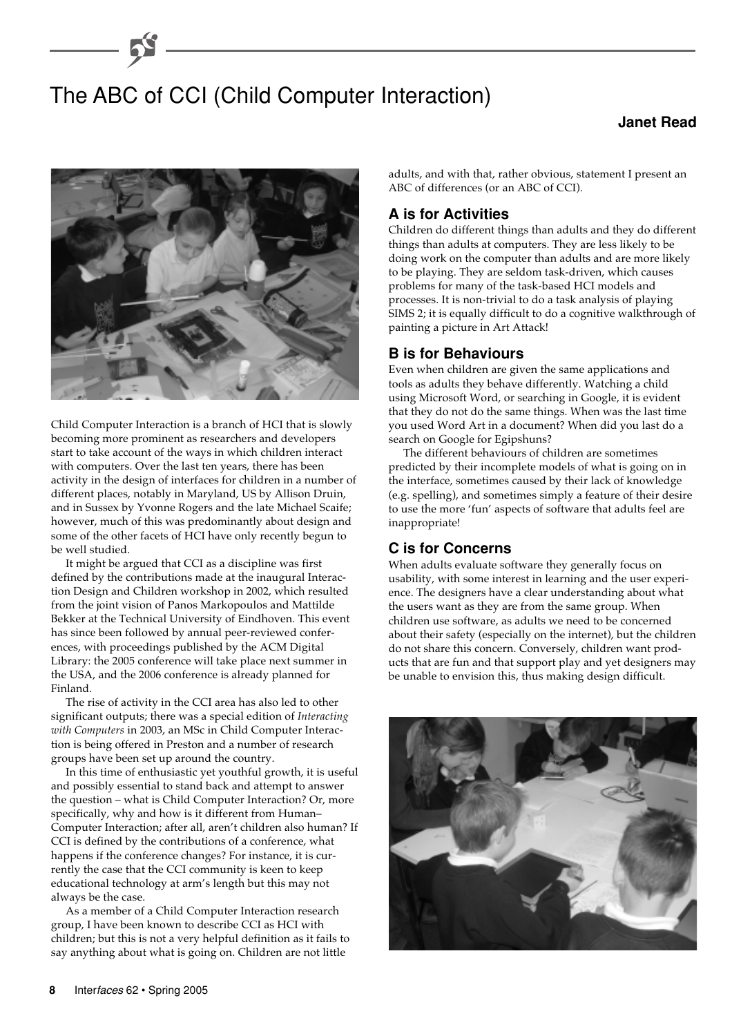# The ABC of CCI (Child Computer Interaction)

**Janet Read**

Child Computer Interaction is a branch of HCI that is slowly becoming more prominent as researchers and developers start to take account of the ways in which children interact with computers. Over the last ten years, there has been activity in the design of interfaces for children in a number of different places, notably in Maryland, US by Allison Druin, and in Sussex by Yvonne Rogers and the late Michael Scaife; however, much of this was predominantly about design and some of the other facets of HCI have only recently begun to be well studied.

It might be argued that CCI as a discipline was first defined by the contributions made at the inaugural Interaction Design and Children workshop in 2002, which resulted from the joint vision of Panos Markopoulos and Mattilde Bekker at the Technical University of Eindhoven. This event has since been followed by annual peer-reviewed conferences, with proceedings published by the ACM Digital Library: the 2005 conference will take place next summer in the USA, and the 2006 conference is already planned for Finland.

The rise of activity in the CCI area has also led to other significant outputs; there was a special edition of *Interacting with Computers* in 2003, an MSc in Child Computer Interaction is being offered in Preston and a number of research groups have been set up around the country.

In this time of enthusiastic yet youthful growth, it is useful and possibly essential to stand back and attempt to answer the question – what is Child Computer Interaction? Or, more specifically, why and how is it different from Human–Computer Interaction; after all, aren't children also human? If CCI is defined by the contributions of a conference, what happens if the conference changes? For instance, it is currently the case that the CCI community is keen to keep educational technology at arm's length but this may not always be the case.

As a member of a Child Computer Interaction research group, I have been known to describe CCI as HCI with children; but this is not a very helpful definition as it fails to say anything about what is going on. Children are not little adults, and with that, rather obvious, statement I present an ABC of differences (or an ABC of CCI).

## A is for Activities

Children do different things than adults and they do different things than adults at computers. They are less likely to be doing work on the computer than adults and are more likely to be playing. They are seldom task-driven, which causes problems for many of the task-based HCI models and processes. It is non-trivial to do a task analysis of playing SIMS 2; it is equally difficult to do a cognitive walkthrough of painting a picture in Art Attack!

## B is for Behaviours

Even when children are given the same applications and tools as adults they behave differently. Watching a child using Microsoft Word, or searching in Google, it is evident that they do not do the same things. When was the last time you used Word Art in a document? When did you last do a search on Google for Egipshuns?

The different behaviours of children are sometimes predicted by their incomplete models of what is going on in the interface, sometimes caused by their lack of knowledge (e.g. spelling), and sometimes simply a feature of their desire to use the more 'fun' aspects of software that adults feel are inappropriate!

## C is for Concerns

When adults evaluate software they generally focus on usability, with some interest in learning and the user experience. The designers have a clear understanding about what the users want as they are from the same group. When children use software, as adults we need to be concerned about their safety (especially on the internet), but the children do not share this concern. Conversely, children want products that are fun and that support play and yet designers may be unable to envision this, thus making design difficult.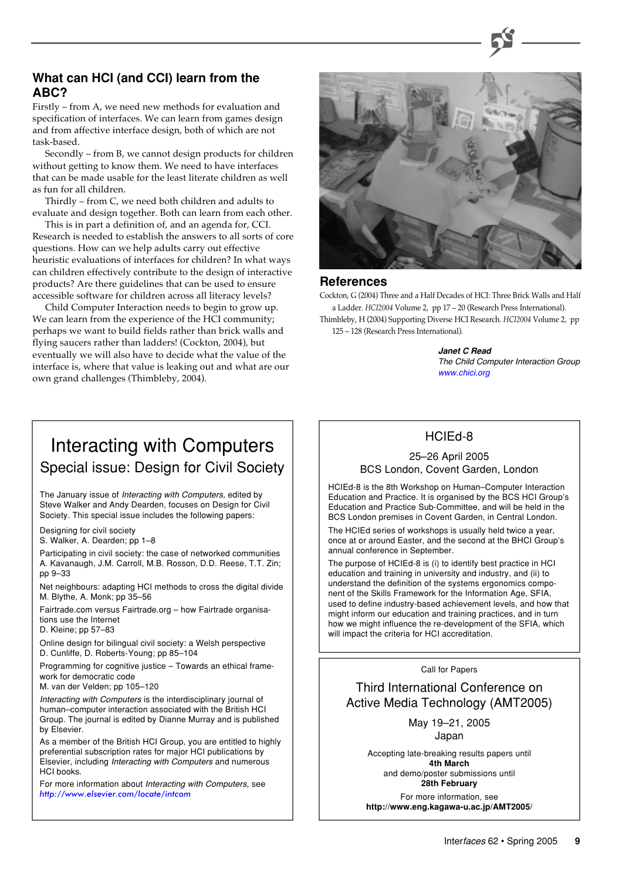## What can HCI (and CCI) learn from the ABC?

Firstly – from A, we need new methods for evaluation and specification of interfaces. We can learn from games design and from affective interface design, both of which are not task-based.

Secondly – from B, we cannot design products for children without getting to know them. We need to have interfaces that can be made usable for the least literate children as well as fun for all children.

Thirdly – from C, we need both children and adults to evaluate and design together. Both can learn from each other.

This is in part a definition of, and an agenda for, CCI. Research is needed to establish the answers to all sorts of core questions. How can we help adults carry out effective heuristic evaluations of interfaces for children? In what ways can children effectively contribute to the design of interactive products? Are there guidelines that can be used to ensure accessible software for children across all literacy levels?

Child Computer Interaction needs to begin to grow up. We can learn from the experience of the HCI community; perhaps we want to build fields rather than brick walls and flying saucers rather than ladders! (Cockton, 2004), but eventually we will also have to decide what the value of the interface is, where that value is leaking out and what are our own grand challenges (Thimbleby, 2004).

## References

Cockton, G (2004) Three and a Half Decades of HCI: Three Brick Walls and Half a Ladder. *HCI2004* Volume 2, pp 17 – 20 (Research Press International).

Thimbleby, H (2004) Supporting Diverse HCI Research. *HCI2004* Volume 2, pp 125 – 128 (Research Press International).

***Janet C Read***
*The Child Computer Interaction Group*
*www.chici.org*

---

# Interacting with Computers

## Special issue: Design for Civil Society

The January issue of *Interacting with Computers*, edited by Steve Walker and Andy Dearden, focuses on Design for Civil Society. This special issue includes the following papers:

Designing for civil society
S. Walker, A. Dearden; pp 1–8

Participating in civil society: the case of networked communities
A. Kavanaugh, J.M. Carroll, M.B. Rosson, D.D. Reese, T.T. Zin; pp 9–33

Net neighbours: adapting HCI methods to cross the digital divide
M. Blythe, A. Monk; pp 35–56

Fairtrade.com versus Fairtrade.org – how Fairtrade organisations use the Internet
D. Kleine; pp 57–83

Online design for bilingual civil society: a Welsh perspective
D. Cunliffe, D. Roberts-Young; pp 85–104

Programming for cognitive justice – Towards an ethical framework for democratic code
M. van der Velden; pp 105–120

*Interacting with Computers* is the interdisciplinary journal of human–computer interaction associated with the British HCI Group. The journal is edited by Dianne Murray and is published by Elsevier.

As a member of the British HCI Group, you are entitled to highly preferential subscription rates for major HCI publications by Elsevier, including *Interacting with Computers* and numerous HCI books.

For more information about *Interacting with Computers*, see *http://www.elsevier.com/locate/intcom*

---

## HCIEd-8

25–26 April 2005
BCS London, Covent Garden, London

HCIEd-8 is the 8th Workshop on Human–Computer Interaction Education and Practice. It is organised by the BCS HCI Group's Education and Practice Sub-Committee, and will be held in the BCS London premises in Covent Garden, in Central London.

The HCIEd series of workshops is usually held twice a year, once at or around Easter, and the second at the BHCI Group's annual conference in September.

The purpose of HCIEd-8 is (i) to identify best practice in HCI education and training in university and industry, and (ii) to understand the definition of the systems ergonomics component of the Skills Framework for the Information Age, SFIA, used to define industry-based achievement levels, and how that might inform our education and training practices, and in turn how we might influence the re-development of the SFIA, which will impact the criteria for HCI accreditation.

---

Call for Papers

## Third International Conference on Active Media Technology (AMT2005)

May 19–21, 2005
Japan

Accepting late-breaking results papers until
**4th March**
and demo/poster submissions until
**28th February**

For more information, see
**http://www.eng.kagawa-u.ac.jp/AMT2005/**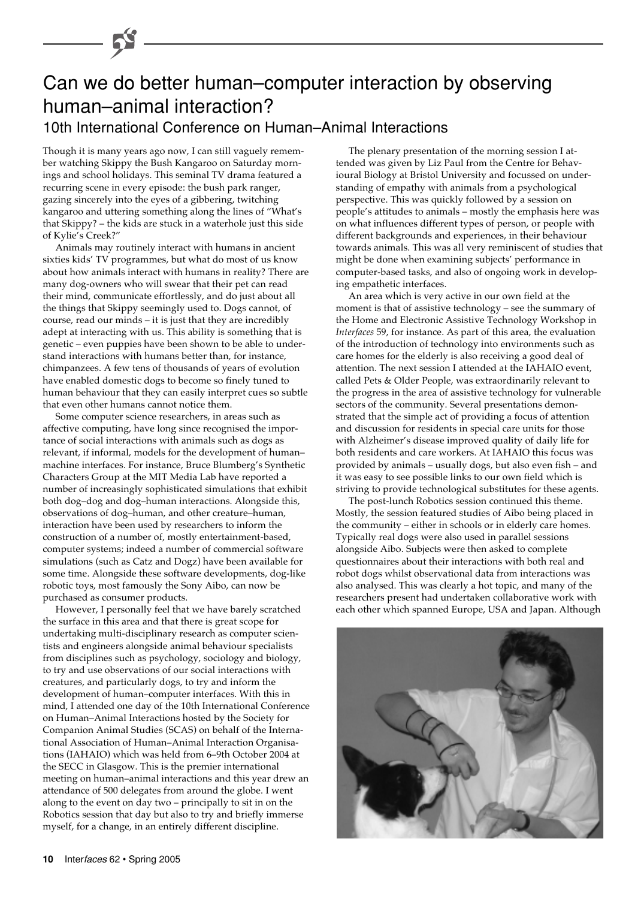# Can we do better human–computer interaction by observing human–animal interaction?

## 10th International Conference on Human–Animal Interactions

Though it is many years ago now, I can still vaguely remember watching Skippy the Bush Kangaroo on Saturday mornings and school holidays. This seminal TV drama featured a recurring scene in every episode: the bush park ranger, gazing sincerely into the eyes of a gibbering, twitching kangaroo and uttering something along the lines of "What's that Skippy? – the kids are stuck in a waterhole just this side of Kylie's Creek?"

Animals may routinely interact with humans in ancient sixties kids' TV programmes, but what do most of us know about how animals interact with humans in reality? There are many dog-owners who will swear that their pet can read their mind, communicate effortlessly, and do just about all the things that Skippy seemingly used to. Dogs cannot, of course, read our minds – it is just that they are incredibly adept at interacting with us. This ability is something that is genetic – even puppies have been shown to be able to understand interactions with humans better than, for instance, chimpanzees. A few tens of thousands of years of evolution have enabled domestic dogs to become so finely tuned to human behaviour that they can easily interpret cues so subtle that even other humans cannot notice them.

Some computer science researchers, in areas such as affective computing, have long since recognised the importance of social interactions with animals such as dogs as relevant, if informal, models for the development of human–machine interfaces. For instance, Bruce Blumberg's Synthetic Characters Group at the MIT Media Lab have reported a number of increasingly sophisticated simulations that exhibit both dog–dog and dog–human interactions. Alongside this, observations of dog–human, and other creature–human, interaction have been used by researchers to inform the construction of a number of, mostly entertainment-based, computer systems; indeed a number of commercial software simulations (such as Catz and Dogz) have been available for some time. Alongside these software developments, dog-like robotic toys, most famously the Sony Aibo, can now be purchased as consumer products.

However, I personally feel that we have barely scratched the surface in this area and that there is great scope for undertaking multi-disciplinary research as computer scientists and engineers alongside animal behaviour specialists from disciplines such as psychology, sociology and biology, to try and use observations of our social interactions with creatures, and particularly dogs, to try and inform the development of human–computer interfaces. With this in mind, I attended one day of the 10th International Conference on Human–Animal Interactions hosted by the Society for Companion Animal Studies (SCAS) on behalf of the International Association of Human–Animal Interaction Organisations (IAHAIO) which was held from 6–9th October 2004 at the SECC in Glasgow. This is the premier international meeting on human–animal interactions and this year drew an attendance of 500 delegates from around the globe. I went along to the event on day two – principally to sit in on the Robotics session that day but also to try and briefly immerse myself, for a change, in an entirely different discipline.

The plenary presentation of the morning session I attended was given by Liz Paul from the Centre for Behavioural Biology at Bristol University and focussed on understanding of empathy with animals from a psychological perspective. This was quickly followed by a session on people's attitudes to animals – mostly the emphasis here was on what influences different types of person, or people with different backgrounds and experiences, in their behaviour towards animals. This was all very reminiscent of studies that might be done when examining subjects' performance in computer-based tasks, and also of ongoing work in developing empathetic interfaces.

An area which is very active in our own field at the moment is that of assistive technology – see the summary of the Home and Electronic Assistive Technology Workshop in *Interfaces* 59, for instance. As part of this area, the evaluation of the introduction of technology into environments such as care homes for the elderly is also receiving a good deal of attention. The next session I attended at the IAHAIO event, called Pets & Older People, was extraordinarily relevant to the progress in the area of assistive technology for vulnerable sectors of the community. Several presentations demonstrated that the simple act of providing a focus of attention and discussion for residents in special care units for those with Alzheimer's disease improved quality of daily life for both residents and care workers. At IAHAIO this focus was provided by animals – usually dogs, but also even fish – and it was easy to see possible links to our own field which is striving to provide technological substitutes for these agents.

The post-lunch Robotics session continued this theme. Mostly, the session featured studies of Aibo being placed in the community – either in schools or in elderly care homes. Typically real dogs were also used in parallel sessions alongside Aibo. Subjects were then asked to complete questionnaires about their interactions with both real and robot dogs whilst observational data from interactions was also analysed. This was clearly a hot topic, and many of the researchers present had undertaken collaborative work with each other which spanned Europe, USA and Japan. Although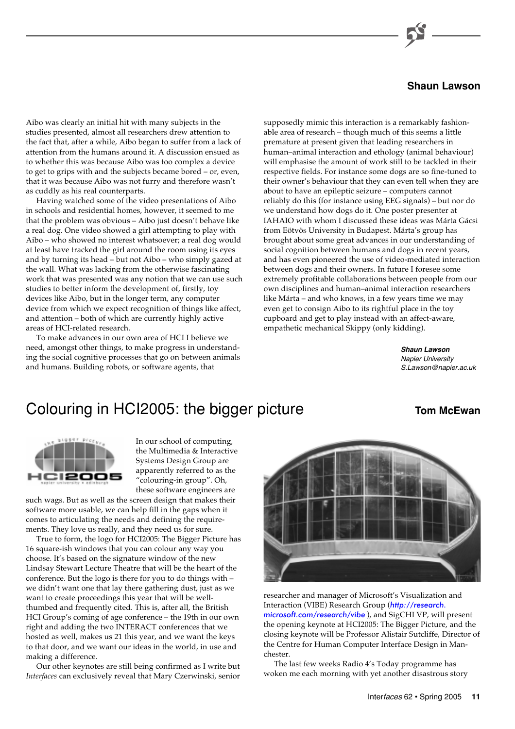**Shaun Lawson**

Aibo was clearly an initial hit with many subjects in the studies presented, almost all researchers drew attention to the fact that, after a while, Aibo began to suffer from a lack of attention from the humans around it. A discussion ensued as to whether this was because Aibo was too complex a device to get to grips with and the subjects became bored – or, even, that it was because Aibo was not furry and therefore wasn't as cuddly as his real counterparts.

Having watched some of the video presentations of Aibo in schools and residential homes, however, it seemed to me that the problem was obvious – Aibo just doesn't behave like a real dog. One video showed a girl attempting to play with Aibo – who showed no interest whatsoever; a real dog would at least have tracked the girl around the room using its eyes and by turning its head – but not Aibo – who simply gazed at the wall. What was lacking from the otherwise fascinating work that was presented was any notion that we can use such studies to better inform the development of, firstly, toy devices like Aibo, but in the longer term, any computer device from which we expect recognition of things like affect, and attention – both of which are currently highly active areas of HCI-related research.

To make advances in our own area of HCI I believe we need, amongst other things, to make progress in understanding the social cognitive processes that go on between animals and humans. Building robots, or software agents, that supposedly mimic this interaction is a remarkably fashionable area of research – though much of this seems a little premature at present given that leading researchers in human–animal interaction and ethology (animal behaviour) will emphasise the amount of work still to be tackled in their respective fields. For instance some dogs are so fine-tuned to their owner's behaviour that they can even tell when they are about to have an epileptic seizure – computers cannot reliably do this (for instance using EEG signals) – but nor do we understand how dogs do it. One poster presenter at IAHAIO with whom I discussed these ideas was Márta Gácsi from Eötvös University in Budapest. Márta's group has brought about some great advances in our understanding of social cognition between humans and dogs in recent years, and has even pioneered the use of video-mediated interaction between dogs and their owners. In future I foresee some extremely profitable collaborations between people from our own disciplines and human–animal interaction researchers like Márta – and who knows, in a few years time we may even get to consign Aibo to its rightful place in the toy cupboard and get to play instead with an affect-aware, empathetic mechanical Skippy (only kidding).

***Shaun Lawson***
*Napier University*
*S.Lawson@napier.ac.uk*

# Colouring in HCI2005: the bigger picture

**Tom McEwan**

In our school of computing, the Multimedia & Interactive Systems Design Group are apparently referred to as the "colouring-in group". Oh, these software engineers are such wags. But as well as the screen design that makes their software more usable, we can help fill in the gaps when it comes to articulating the needs and defining the requirements. They love us really, and they need us for sure.

True to form, the logo for HCI2005: The Bigger Picture has 16 square-ish windows that you can colour any way you choose. It's based on the signature window of the new Lindsay Stewart Lecture Theatre that will be the heart of the conference. But the logo is there for you to do things with – we didn't want one that lay there gathering dust, just as we want to create proceedings this year that will be well-thumbed and frequently cited. This is, after all, the British HCI Group's coming of age conference – the 19th in our own right and adding the two INTERACT conferences that we hosted as well, makes us 21 this year, and we want the keys to that door, and we want our ideas in the world, in use and making a difference.

Our other keynotes are still being confirmed as I write but *Interfaces* can exclusively reveal that Mary Czerwinski, senior researcher and manager of Microsoft's Visualization and Interaction (VIBE) Research Group (*http://research.microsoft.com/research/vibe* ), and SigCHI VP, will present the opening keynote at HCI2005: The Bigger Picture, and the closing keynote will be Professor Alistair Sutcliffe, Director of the Centre for Human Computer Interface Design in Manchester.

The last few weeks Radio 4's Today programme has woken me each morning with yet another disastrous story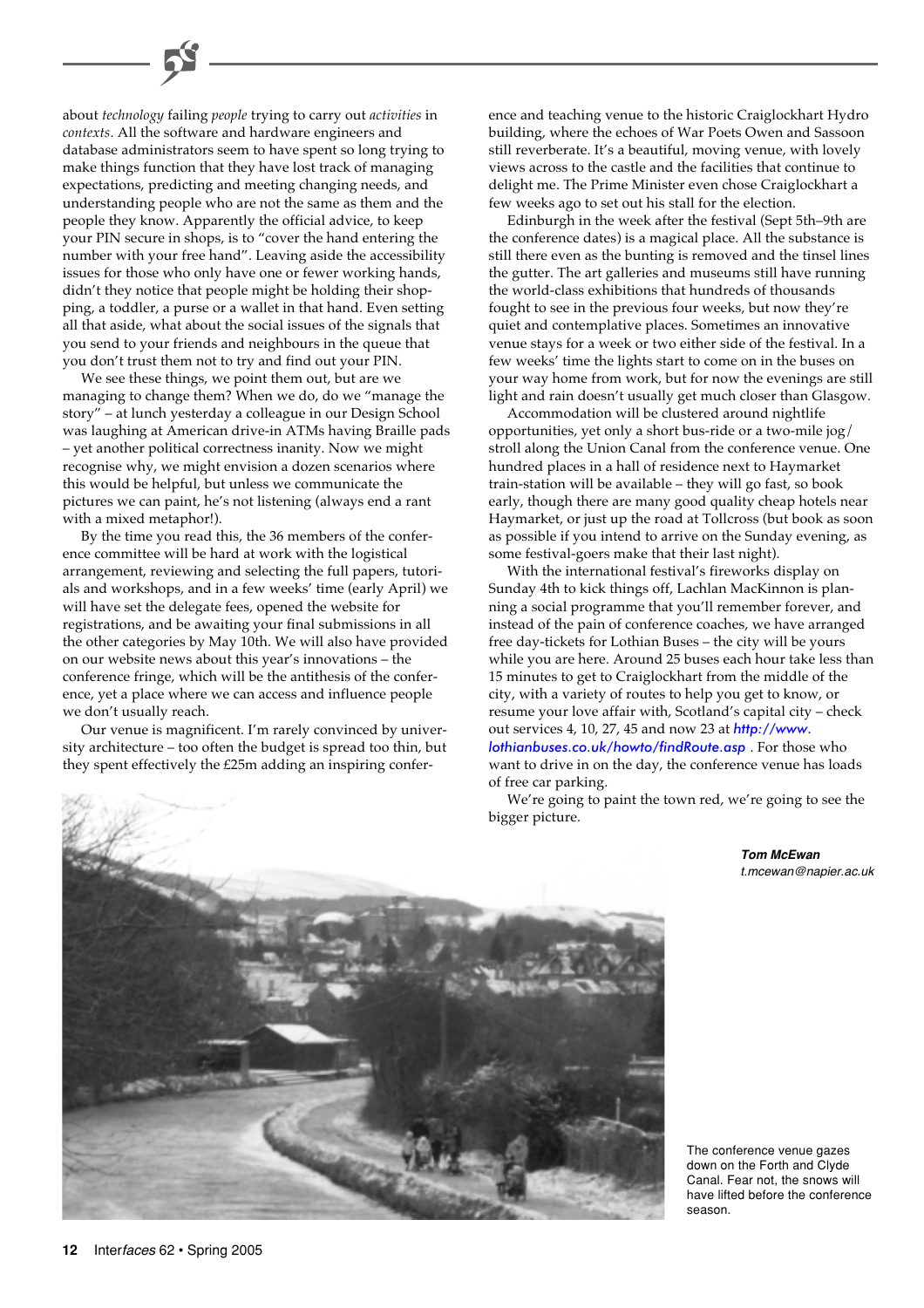about *technology* failing *people* trying to carry out *activities* in *contexts*. All the software and hardware engineers and database administrators seem to have spent so long trying to make things function that they have lost track of managing expectations, predicting and meeting changing needs, and understanding people who are not the same as them and the people they know. Apparently the official advice, to keep your PIN secure in shops, is to "cover the hand entering the number with your free hand". Leaving aside the accessibility issues for those who only have one or fewer working hands, didn't they notice that people might be holding their shopping, a toddler, a purse or a wallet in that hand. Even setting all that aside, what about the social issues of the signals that you send to your friends and neighbours in the queue that you don't trust them not to try and find out your PIN.

We see these things, we point them out, but are we managing to change them? When we do, do we "manage the story" – at lunch yesterday a colleague in our Design School was laughing at American drive-in ATMs having Braille pads – yet another political correctness inanity. Now we might recognise why, we might envision a dozen scenarios where this would be helpful, but unless we communicate the pictures we can paint, he's not listening (always end a rant with a mixed metaphor!).

By the time you read this, the 36 members of the conference committee will be hard at work with the logistical arrangement, reviewing and selecting the full papers, tutorials and workshops, and in a few weeks' time (early April) we will have set the delegate fees, opened the website for registrations, and be awaiting your final submissions in all the other categories by May 10th. We will also have provided on our website news about this year's innovations – the conference fringe, which will be the antithesis of the conference, yet a place where we can access and influence people we don't usually reach.

Our venue is magnificent. I'm rarely convinced by university architecture – too often the budget is spread too thin, but they spent effectively the £25m adding an inspiring conference and teaching venue to the historic Craiglockhart Hydro building, where the echoes of War Poets Owen and Sassoon still reverberate. It's a beautiful, moving venue, with lovely views across to the castle and the facilities that continue to delight me. The Prime Minister even chose Craiglockhart a few weeks ago to set out his stall for the election.

Edinburgh in the week after the festival (Sept 5th–9th are the conference dates) is a magical place. All the substance is still there even as the bunting is removed and the tinsel lines the gutter. The art galleries and museums still have running the world-class exhibitions that hundreds of thousands fought to see in the previous four weeks, but now they're quiet and contemplative places. Sometimes an innovative venue stays for a week or two either side of the festival. In a few weeks' time the lights start to come on in the buses on your way home from work, but for now the evenings are still light and rain doesn't usually get much closer than Glasgow.

Accommodation will be clustered around nightlife opportunities, yet only a short bus-ride or a two-mile jog/stroll along the Union Canal from the conference venue. One hundred places in a hall of residence next to Haymarket train-station will be available – they will go fast, so book early, though there are many good quality cheap hotels near Haymarket, or just up the road at Tollcross (but book as soon as possible if you intend to arrive on the Sunday evening, as some festival-goers make that their last night).

With the international festival's fireworks display on Sunday 4th to kick things off, Lachlan MacKinnon is planning a social programme that you'll remember forever, and instead of the pain of conference coaches, we have arranged free day-tickets for Lothian Buses – the city will be yours while you are here. Around 25 buses each hour take less than 15 minutes to get to Craiglockhart from the middle of the city, with a variety of routes to help you get to know, or resume your love affair with, Scotland's capital city – check out services 4, 10, 27, 45 and now 23 at *http://www.lothianbuses.co.uk/howto/findRoute.asp* . For those who want to drive in on the day, the conference venue has loads of free car parking.

We're going to paint the town red, we're going to see the bigger picture.

***Tom McEwan***
*t.mcewan@napier.ac.uk*

The conference venue gazes down on the Forth and Clyde Canal. Fear not, the snows will have lifted before the conference season.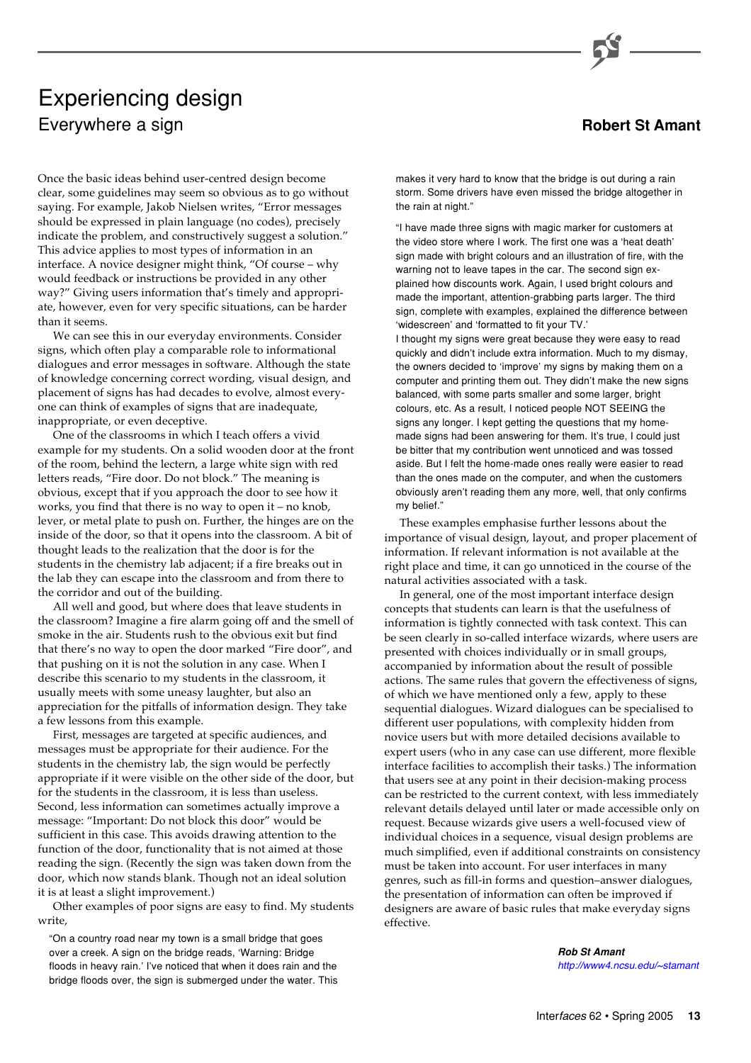# Experiencing design

## Everywhere a sign

**Robert St Amant**

Once the basic ideas behind user-centred design become clear, some guidelines may seem so obvious as to go without saying. For example, Jakob Nielsen writes, "Error messages should be expressed in plain language (no codes), precisely indicate the problem, and constructively suggest a solution." This advice applies to most types of information in an interface. A novice designer might think, "Of course – why would feedback or instructions be provided in any other way?" Giving users information that's timely and appropriate, however, even for very specific situations, can be harder than it seems.

We can see this in our everyday environments. Consider signs, which often play a comparable role to informational dialogues and error messages in software. Although the state of knowledge concerning correct wording, visual design, and placement of signs has had decades to evolve, almost everyone can think of examples of signs that are inadequate, inappropriate, or even deceptive.

One of the classrooms in which I teach offers a vivid example for my students. On a solid wooden door at the front of the room, behind the lectern, a large white sign with red letters reads, "Fire door. Do not block." The meaning is obvious, except that if you approach the door to see how it works, you find that there is no way to open it – no knob, lever, or metal plate to push on. Further, the hinges are on the inside of the door, so that it opens into the classroom. A bit of thought leads to the realization that the door is for the students in the chemistry lab adjacent; if a fire breaks out in the lab they can escape into the classroom and from there to the corridor and out of the building.

All well and good, but where does that leave students in the classroom? Imagine a fire alarm going off and the smell of smoke in the air. Students rush to the obvious exit but find that there's no way to open the door marked "Fire door", and that pushing on it is not the solution in any case. When I describe this scenario to my students in the classroom, it usually meets with some uneasy laughter, but also an appreciation for the pitfalls of information design. They take a few lessons from this example.

First, messages are targeted at specific audiences, and messages must be appropriate for their audience. For the students in the chemistry lab, the sign would be perfectly appropriate if it were visible on the other side of the door, but for the students in the classroom, it is less than useless. Second, less information can sometimes actually improve a message: "Important: Do not block this door" would be sufficient in this case. This avoids drawing attention to the function of the door, functionality that is not aimed at those reading the sign. (Recently the sign was taken down from the door, which now stands blank. Though not an ideal solution it is at least a slight improvement.)

Other examples of poor signs are easy to find. My students write,

> "On a country road near my town is a small bridge that goes over a creek. A sign on the bridge reads, 'Warning: Bridge floods in heavy rain.' I've noticed that when it does rain and the bridge floods over, the sign is submerged under the water. This makes it very hard to know that the bridge is out during a rain storm. Some drivers have even missed the bridge altogether in the rain at night."

> "I have made three signs with magic marker for customers at the video store where I work. The first one was a 'heat death' sign made with bright colours and an illustration of fire, with the warning not to leave tapes in the car. The second sign explained how discounts work. Again, I used bright colours and made the important, attention-grabbing parts larger. The third sign, complete with examples, explained the difference between 'widescreen' and 'formatted to fit your TV.'
>
> I thought my signs were great because they were easy to read quickly and didn't include extra information. Much to my dismay, the owners decided to 'improve' my signs by making them on a computer and printing them out. They didn't make the new signs balanced, with some parts smaller and some larger, bright colours, etc. As a result, I noticed people NOT SEEING the signs any longer. I kept getting the questions that my home-made signs had been answering for them. It's true, I could just be bitter that my contribution went unnoticed and was tossed aside. But I felt the home-made ones really were easier to read than the ones made on the computer, and when the customers obviously aren't reading them any more, well, that only confirms my belief."

These examples emphasise further lessons about the importance of visual design, layout, and proper placement of information. If relevant information is not available at the right place and time, it can go unnoticed in the course of the natural activities associated with a task.

In general, one of the most important interface design concepts that students can learn is that the usefulness of information is tightly connected with task context. This can be seen clearly in so-called interface wizards, where users are presented with choices individually or in small groups, accompanied by information about the result of possible actions. The same rules that govern the effectiveness of signs, of which we have mentioned only a few, apply to these sequential dialogues. Wizard dialogues can be specialised to different user populations, with complexity hidden from novice users but with more detailed decisions available to expert users (who in any case can use different, more flexible interface facilities to accomplish their tasks.) The information that users see at any point in their decision-making process can be restricted to the current context, with less immediately relevant details delayed until later or made accessible only on request. Because wizards give users a well-focused view of individual choices in a sequence, visual design problems are much simplified, even if additional constraints on consistency must be taken into account. For user interfaces in many genres, such as fill-in forms and question–answer dialogues, the presentation of information can often be improved if designers are aware of basic rules that make everyday signs effective.

***Rob St Amant***
*http://www4.ncsu.edu/~stamant*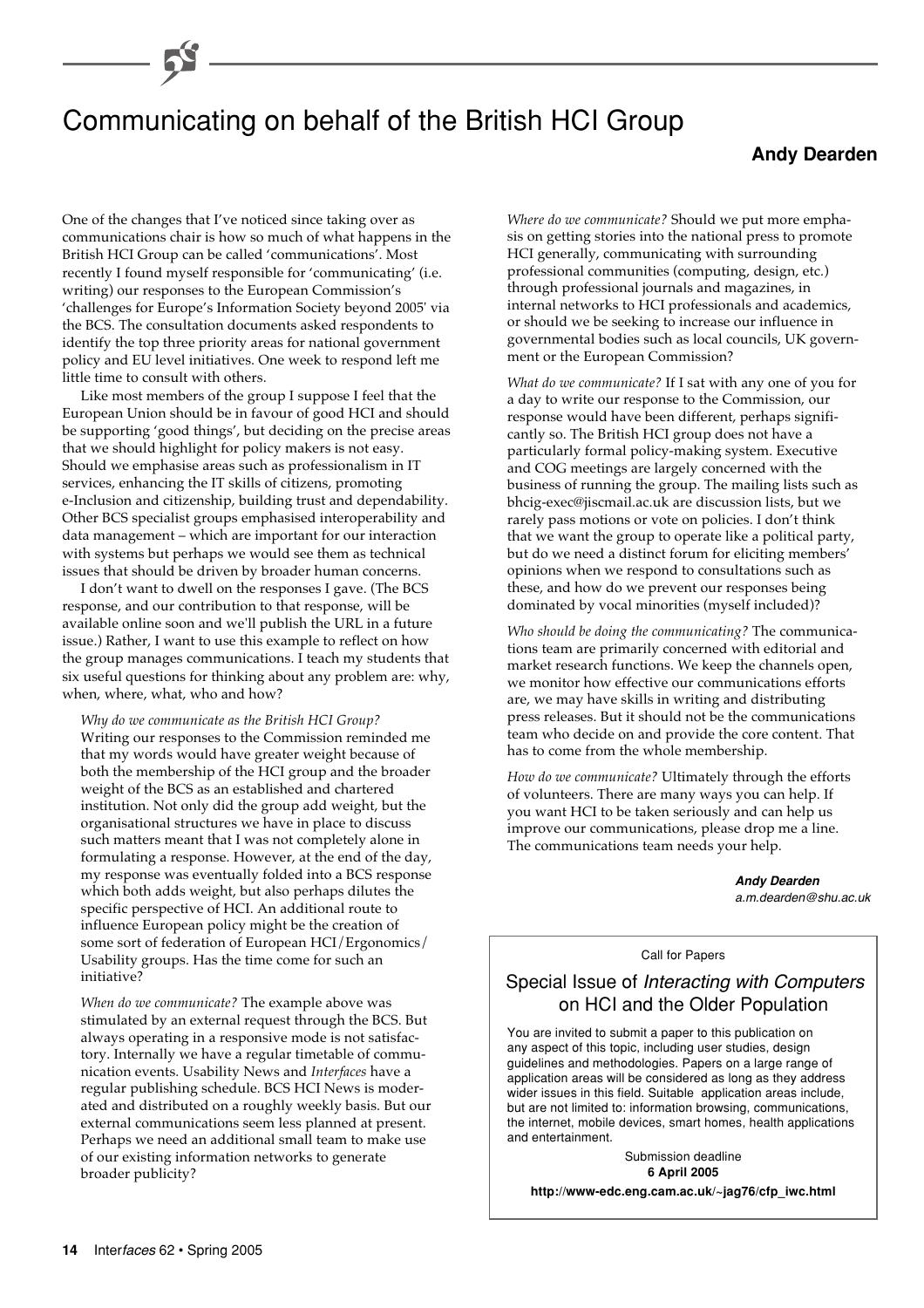# Communicating on behalf of the British HCI Group

**Andy Dearden**

One of the changes that I've noticed since taking over as communications chair is how so much of what happens in the British HCI Group can be called 'communications'. Most recently I found myself responsible for 'communicating' (i.e. writing) our responses to the European Commission's 'challenges for Europe's Information Society beyond 2005' via the BCS. The consultation documents asked respondents to identify the top three priority areas for national government policy and EU level initiatives. One week to respond left me little time to consult with others.

Like most members of the group I suppose I feel that the European Union should be in favour of good HCI and should be supporting 'good things', but deciding on the precise areas that we should highlight for policy makers is not easy. Should we emphasise areas such as professionalism in IT services, enhancing the IT skills of citizens, promoting e-Inclusion and citizenship, building trust and dependability. Other BCS specialist groups emphasised interoperability and data management – which are important for our interaction with systems but perhaps we would see them as technical issues that should be driven by broader human concerns.

I don't want to dwell on the responses I gave. (The BCS response, and our contribution to that response, will be available online soon and we'll publish the URL in a future issue.) Rather, I want to use this example to reflect on how the group manages communications. I teach my students that six useful questions for thinking about any problem are: why, when, where, what, who and how?

*Why do we communicate as the British HCI Group?* Writing our responses to the Commission reminded me that my words would have greater weight because of both the membership of the HCI group and the broader weight of the BCS as an established and chartered institution. Not only did the group add weight, but the organisational structures we have in place to discuss such matters meant that I was not completely alone in formulating a response. However, at the end of the day, my response was eventually folded into a BCS response which both adds weight, but also perhaps dilutes the specific perspective of HCI. An additional route to influence European policy might be the creation of some sort of federation of European HCI/Ergonomics/ Usability groups. Has the time come for such an initiative?

*When do we communicate?* The example above was stimulated by an external request through the BCS. But always operating in a responsive mode is not satisfactory. Internally we have a regular timetable of communication events. Usability News and *Interfaces* have a regular publishing schedule. BCS HCI News is moderated and distributed on a roughly weekly basis. But our external communications seem less planned at present. Perhaps we need an additional small team to make use of our existing information networks to generate broader publicity?

*Where do we communicate?* Should we put more emphasis on getting stories into the national press to promote HCI generally, communicating with surrounding professional communities (computing, design, etc.) through professional journals and magazines, in internal networks to HCI professionals and academics, or should we be seeking to increase our influence in governmental bodies such as local councils, UK government or the European Commission?

*What do we communicate?* If I sat with any one of you for a day to write our response to the Commission, our response would have been different, perhaps significantly so. The British HCI group does not have a particularly formal policy-making system. Executive and COG meetings are largely concerned with the business of running the group. The mailing lists such as bhcig-exec@jiscmail.ac.uk are discussion lists, but we rarely pass motions or vote on policies. I don't think that we want the group to operate like a political party, but do we need a distinct forum for eliciting members' opinions when we respond to consultations such as these, and how do we prevent our responses being dominated by vocal minorities (myself included)?

*Who should be doing the communicating?* The communications team are primarily concerned with editorial and market research functions. We keep the channels open, we monitor how effective our communications efforts are, we may have skills in writing and distributing press releases. But it should not be the communications team who decide on and provide the core content. That has to come from the whole membership.

*How do we communicate?* Ultimately through the efforts of volunteers. There are many ways you can help. If you want HCI to be taken seriously and can help us improve our communications, please drop me a line. The communications team needs your help.

***Andy Dearden***
*a.m.dearden@shu.ac.uk*

---

Call for Papers

## Special Issue of *Interacting with Computers* on HCI and the Older Population

You are invited to submit a paper to this publication on any aspect of this topic, including user studies, design guidelines and methodologies. Papers on a large range of application areas will be considered as long as they address wider issues in this field. Suitable application areas include, but are not limited to: information browsing, communications, the internet, mobile devices, smart homes, health applications and entertainment.

Submission deadline
**6 April 2005**

**http://www-edc.eng.cam.ac.uk/~jag76/cfp_iwc.html**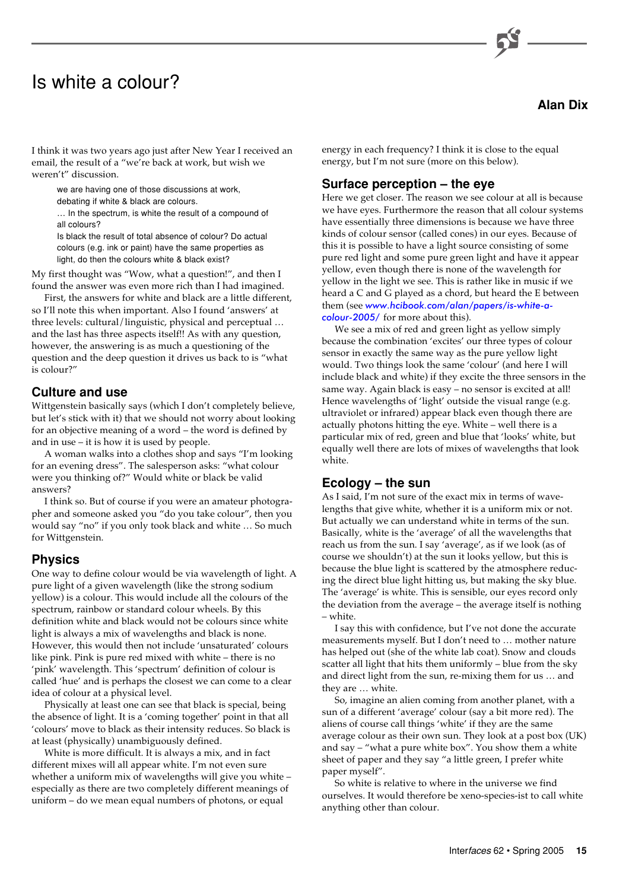# Is white a colour?

**Alan Dix**

I think it was two years ago just after New Year I received an email, the result of a "we're back at work, but wish we weren't" discussion.

> we are having one of those discussions at work, debating if white & black are colours.
> … In the spectrum, is white the result of a compound of all colours?
> Is black the result of total absence of colour? Do actual colours (e.g. ink or paint) have the same properties as light, do then the colours white & black exist?

My first thought was "Wow, what a question!", and then I found the answer was even more rich than I had imagined.

First, the answers for white and black are a little different, so I'll note this when important. Also I found 'answers' at three levels: cultural/linguistic, physical and perceptual … and the last has three aspects itself!! As with any question, however, the answering is as much a questioning of the question and the deep question it drives us back to is "what is colour?"

## Culture and use

Wittgenstein basically says (which I don't completely believe, but let's stick with it) that we should not worry about looking for an objective meaning of a word – the word is defined by and in use – it is how it is used by people.

A woman walks into a clothes shop and says "I'm looking for an evening dress". The salesperson asks: "what colour were you thinking of?" Would white or black be valid answers?

I think so. But of course if you were an amateur photographer and someone asked you "do you take colour", then you would say "no" if you only took black and white … So much for Wittgenstein.

## Physics

One way to define colour would be via wavelength of light. A pure light of a given wavelength (like the strong sodium yellow) is a colour. This would include all the colours of the spectrum, rainbow or standard colour wheels. By this definition white and black would not be colours since white light is always a mix of wavelengths and black is none. However, this would then not include 'unsaturated' colours like pink. Pink is pure red mixed with white – there is no 'pink' wavelength. This 'spectrum' definition of colour is called 'hue' and is perhaps the closest we can come to a clear idea of colour at a physical level.

Physically at least one can see that black is special, being the absence of light. It is a 'coming together' point in that all 'colours' move to black as their intensity reduces. So black is at least (physically) unambiguously defined.

White is more difficult. It is always a mix, and in fact different mixes will all appear white. I'm not even sure whether a uniform mix of wavelengths will give you white – especially as there are two completely different meanings of uniform – do we mean equal numbers of photons, or equal energy in each frequency? I think it is close to the equal energy, but I'm not sure (more on this below).

## Surface perception – the eye

Here we get closer. The reason we see colour at all is because we have eyes. Furthermore the reason that all colour systems have essentially three dimensions is because we have three kinds of colour sensor (called cones) in our eyes. Because of this it is possible to have a light source consisting of some pure red light and some pure green light and have it appear yellow, even though there is none of the wavelength for yellow in the light we see. This is rather like in music if we heard a C and G played as a chord, but heard the E between them (see *www.hcibook.com/alan/papers/is-white-a-colour-2005/* for more about this).

We see a mix of red and green light as yellow simply because the combination 'excites' our three types of colour sensor in exactly the same way as the pure yellow light would. Two things look the same 'colour' (and here I will include black and white) if they excite the three sensors in the same way. Again black is easy – no sensor is excited at all! Hence wavelengths of 'light' outside the visual range (e.g. ultraviolet or infrared) appear black even though there are actually photons hitting the eye. White – well there is a particular mix of red, green and blue that 'looks' white, but equally well there are lots of mixes of wavelengths that look white.

## Ecology – the sun

As I said, I'm not sure of the exact mix in terms of wavelengths that give white, whether it is a uniform mix or not. But actually we can understand white in terms of the sun. Basically, white is the 'average' of all the wavelengths that reach us from the sun. I say 'average', as if we look (as of course we shouldn't) at the sun it looks yellow, but this is because the blue light is scattered by the atmosphere reducing the direct blue light hitting us, but making the sky blue. The 'average' is white. This is sensible, our eyes record only the deviation from the average – the average itself is nothing – white.

I say this with confidence, but I've not done the accurate measurements myself. But I don't need to … mother nature has helped out (she of the white lab coat). Snow and clouds scatter all light that hits them uniformly – blue from the sky and direct light from the sun, re-mixing them for us … and they are … white.

So, imagine an alien coming from another planet, with a sun of a different 'average' colour (say a bit more red). The aliens of course call things 'white' if they are the same average colour as their own sun. They look at a post box (UK) and say – "what a pure white box". You show them a white sheet of paper and they say "a little green, I prefer white paper myself".

So white is relative to where in the universe we find ourselves. It would therefore be xeno-species-ist to call white anything other than colour.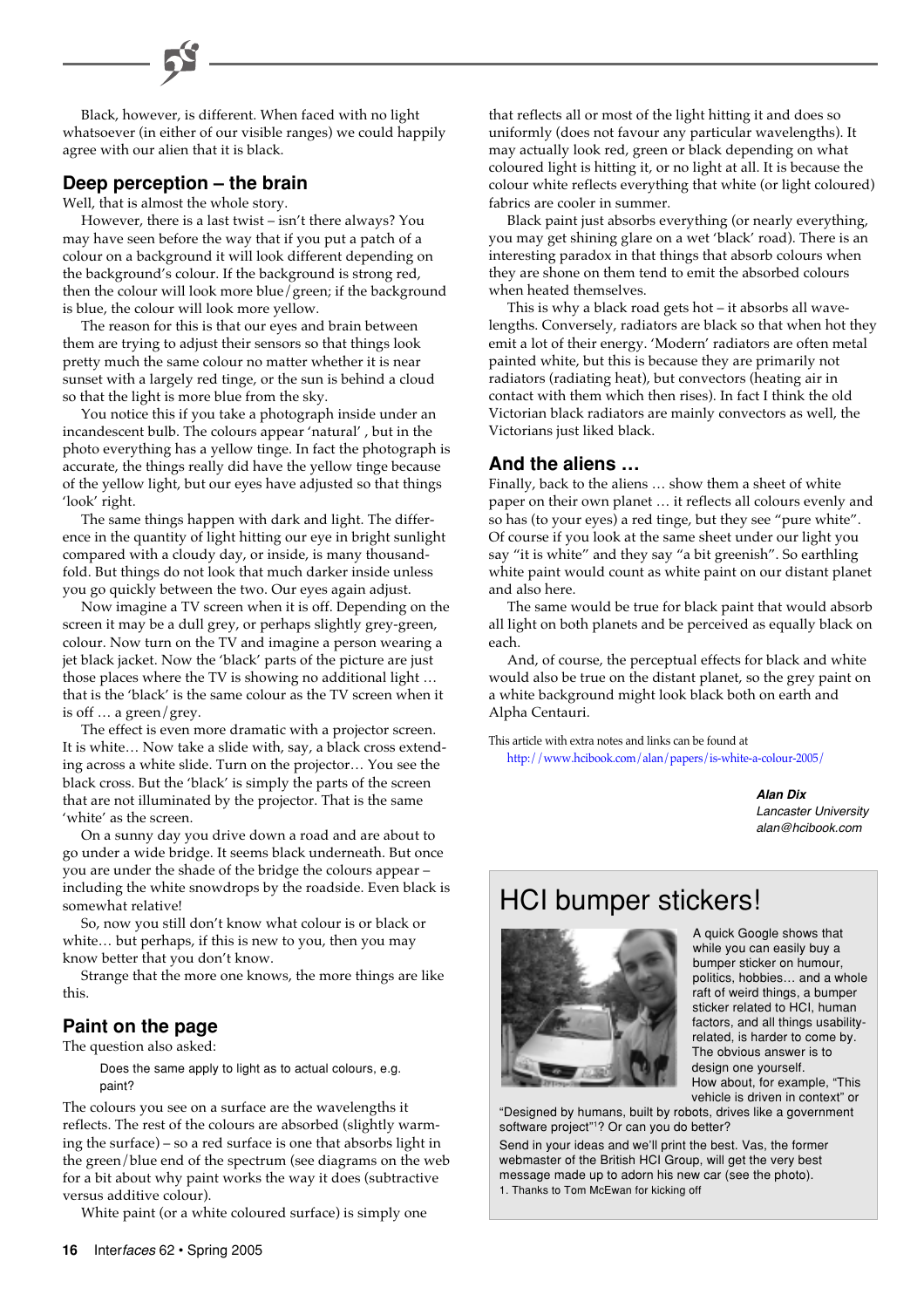Black, however, is different. When faced with no light whatsoever (in either of our visible ranges) we could happily agree with our alien that it is black.

## Deep perception – the brain

Well, that is almost the whole story.

However, there is a last twist – isn't there always? You may have seen before the way that if you put a patch of a colour on a background it will look different depending on the background's colour. If the background is strong red, then the colour will look more blue/green; if the background is blue, the colour will look more yellow.

The reason for this is that our eyes and brain between them are trying to adjust their sensors so that things look pretty much the same colour no matter whether it is near sunset with a largely red tinge, or the sun is behind a cloud so that the light is more blue from the sky.

You notice this if you take a photograph inside under an incandescent bulb. The colours appear 'natural' , but in the photo everything has a yellow tinge. In fact the photograph is accurate, the things really did have the yellow tinge because of the yellow light, but our eyes have adjusted so that things 'look' right.

The same things happen with dark and light. The difference in the quantity of light hitting our eye in bright sunlight compared with a cloudy day, or inside, is many thousand-fold. But things do not look that much darker inside unless you go quickly between the two. Our eyes again adjust.

Now imagine a TV screen when it is off. Depending on the screen it may be a dull grey, or perhaps slightly grey-green, colour. Now turn on the TV and imagine a person wearing a jet black jacket. Now the 'black' parts of the picture are just those places where the TV is showing no additional light … that is the 'black' is the same colour as the TV screen when it is off … a green/grey.

The effect is even more dramatic with a projector screen. It is white… Now take a slide with, say, a black cross extending across a white slide. Turn on the projector… You see the black cross. But the 'black' is simply the parts of the screen that are not illuminated by the projector. That is the same 'white' as the screen.

On a sunny day you drive down a road and are about to go under a wide bridge. It seems black underneath. But once you are under the shade of the bridge the colours appear – including the white snowdrops by the roadside. Even black is somewhat relative!

So, now you still don't know what colour is or black or white… but perhaps, if this is new to you, then you may know better that you don't know.

Strange that the more one knows, the more things are like this.

## Paint on the page

The question also asked:

> Does the same apply to light as to actual colours, e.g. paint?

The colours you see on a surface are the wavelengths it reflects. The rest of the colours are absorbed (slightly warming the surface) – so a red surface is one that absorbs light in the green/blue end of the spectrum (see diagrams on the web for a bit about why paint works the way it does (subtractive versus additive colour).

White paint (or a white coloured surface) is simply one that reflects all or most of the light hitting it and does so uniformly (does not favour any particular wavelengths). It may actually look red, green or black depending on what coloured light is hitting it, or no light at all. It is because the colour white reflects everything that white (or light coloured) fabrics are cooler in summer.

Black paint just absorbs everything (or nearly everything, you may get shining glare on a wet 'black' road). There is an interesting paradox in that things that absorb colours when they are shone on them tend to emit the absorbed colours when heated themselves.

This is why a black road gets hot – it absorbs all wavelengths. Conversely, radiators are black so that when hot they emit a lot of their energy. 'Modern' radiators are often metal painted white, but this is because they are primarily not radiators (radiating heat), but convectors (heating air in contact with them which then rises). In fact I think the old Victorian black radiators are mainly convectors as well, the Victorians just liked black.

## And the aliens …

Finally, back to the aliens … show them a sheet of white paper on their own planet … it reflects all colours evenly and so has (to your eyes) a red tinge, but they see "pure white". Of course if you look at the same sheet under our light you say "it is white" and they say "a bit greenish". So earthling white paint would count as white paint on our distant planet and also here.

The same would be true for black paint that would absorb all light on both planets and be perceived as equally black on each.

And, of course, the perceptual effects for black and white would also be true on the distant planet, so the grey paint on a white background might look black both on earth and Alpha Centauri.

This article with extra notes and links can be found at http://www.hcibook.com/alan/papers/is-white-a-colour-2005/

*Alan Dix*
*Lancaster University*
*alan@hcibook.com*

# HCI bumper stickers!

A quick Google shows that while you can easily buy a bumper sticker on humour, politics, hobbies… and a whole raft of weird things, a bumper sticker related to HCI, human factors, and all things usability-related, is harder to come by. The obvious answer is to design one yourself. How about, for example, "This vehicle is driven in context" or "Designed by humans, built by robots, drives like a government software project"[1]? Or can you do better?

Send in your ideas and we'll print the best. Vas, the former webmaster of the British HCI Group, will get the very best message made up to adorn his new car (see the photo).

1. Thanks to Tom McEwan for kicking off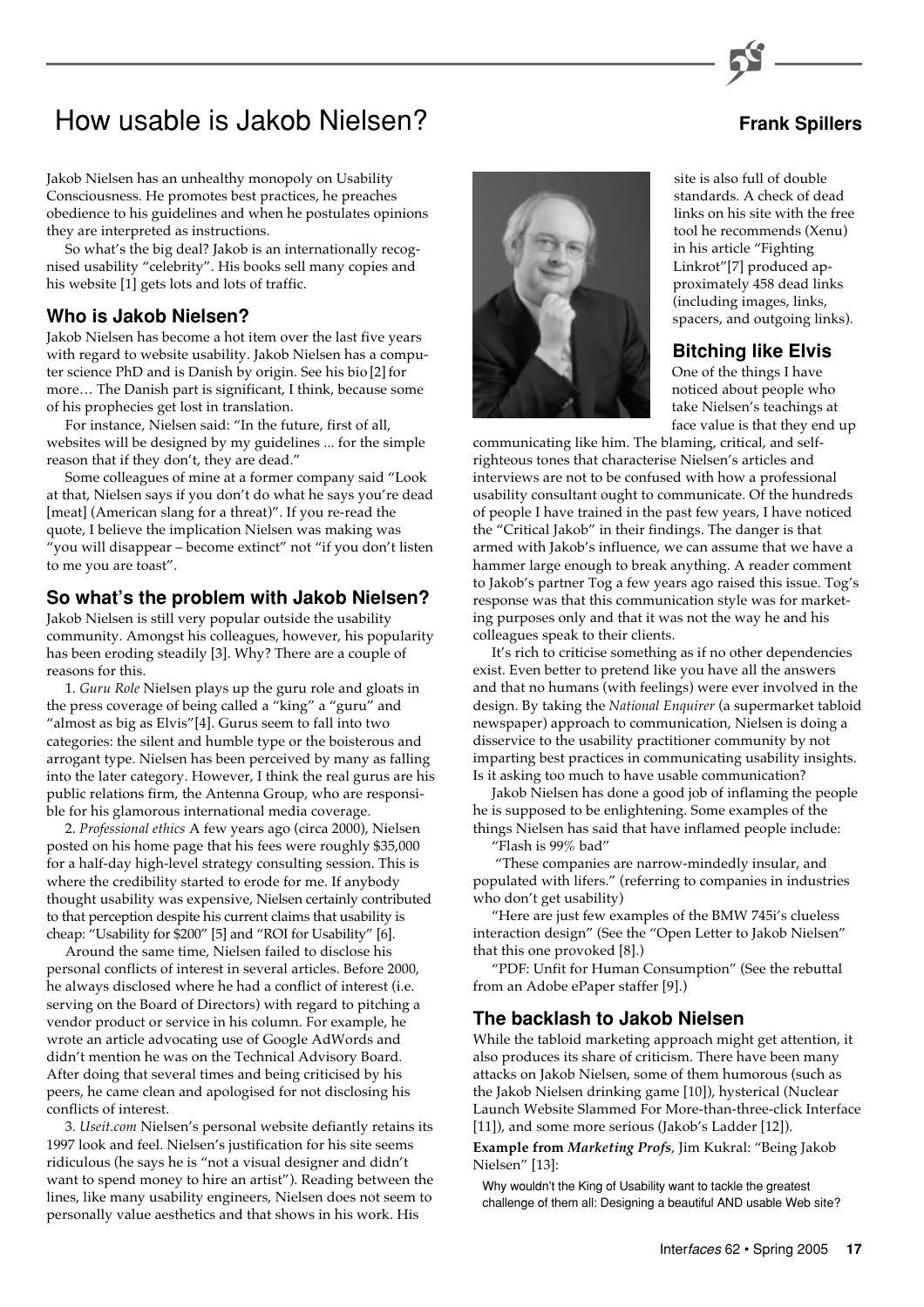# How usable is Jakob Nielsen?

**Frank Spillers**

Jakob Nielsen has an unhealthy monopoly on Usability Consciousness. He promotes best practices, he preaches obedience to his guidelines and when he postulates opinions they are interpreted as instructions.

So what's the big deal? Jakob is an internationally recognised usability "celebrity". His books sell many copies and his website [1] gets lots and lots of traffic.

## Who is Jakob Nielsen?

Jakob Nielsen has become a hot item over the last five years with regard to website usability. Jakob Nielsen has a computer science PhD and is Danish by origin. See his bio [2] for more… The Danish part is significant, I think, because some of his prophecies get lost in translation.

For instance, Nielsen said: "In the future, first of all, websites will be designed by my guidelines ... for the simple reason that if they don't, they are dead."

Some colleagues of mine at a former company said "Look at that, Nielsen says if you don't do what he says you're dead [meat] (American slang for a threat)". If you re-read the quote, I believe the implication Nielsen was making was "you will disappear – become extinct" not "if you don't listen to me you are toast".

## So what's the problem with Jakob Nielsen?

Jakob Nielsen is still very popular outside the usability community. Amongst his colleagues, however, his popularity has been eroding steadily [3]. Why? There are a couple of reasons for this.

1. *Guru Role* Nielsen plays up the guru role and gloats in the press coverage of being called a "king" a "guru" and "almost as big as Elvis"[4]. Gurus seem to fall into two categories: the silent and humble type or the boisterous and arrogant type. Nielsen has been perceived by many as falling into the later category. However, I think the real gurus are his public relations firm, the Antenna Group, who are responsible for his glamorous international media coverage.

2. *Professional ethics* A few years ago (circa 2000), Nielsen posted on his home page that his fees were roughly $35,000 for a half-day high-level strategy consulting session. This is where the credibility started to erode for me. If anybody thought usability was expensive, Nielsen certainly contributed to that perception despite his current claims that usability is cheap: "Usability for $200" [5] and "ROI for Usability" [6].

Around the same time, Nielsen failed to disclose his personal conflicts of interest in several articles. Before 2000, he always disclosed where he had a conflict of interest (i.e. serving on the Board of Directors) with regard to pitching a vendor product or service in his column. For example, he wrote an article advocating use of Google AdWords and didn't mention he was on the Technical Advisory Board. After doing that several times and being criticised by his peers, he came clean and apologised for not disclosing his conflicts of interest.

3. *Useit.com* Nielsen's personal website defiantly retains its 1997 look and feel. Nielsen's justification for his site seems ridiculous (he says he is "not a visual designer and didn't want to spend money to hire an artist"). Reading between the lines, like many usability engineers, Nielsen does not seem to personally value aesthetics and that shows in his work. His site is also full of double standards. A check of dead links on his site with the free tool he recommends (Xenu) in his article "Fighting Linkrot"[7] produced approximately 458 dead links (including images, links, spacers, and outgoing links).

## Bitching like Elvis

One of the things I have noticed about people who take Nielsen's teachings at face value is that they end up communicating like him. The blaming, critical, and self-righteous tones that characterise Nielsen's articles and interviews are not to be confused with how a professional usability consultant ought to communicate. Of the hundreds of people I have trained in the past few years, I have noticed the "Critical Jakob" in their findings. The danger is that armed with Jakob's influence, we can assume that we have a hammer large enough to break anything. A reader comment to Jakob's partner Tog a few years ago raised this issue. Tog's response was that this communication style was for marketing purposes only and that it was not the way he and his colleagues speak to their clients.

It's rich to criticise something as if no other dependencies exist. Even better to pretend like you have all the answers and that no humans (with feelings) were ever involved in the design. By taking the *National Enquirer* (a supermarket tabloid newspaper) approach to communication, Nielsen is doing a disservice to the usability practitioner community by not imparting best practices in communicating usability insights. Is it asking too much to have usable communication?

Jakob Nielsen has done a good job of inflaming the people he is supposed to be enlightening. Some examples of the things Nielsen has said that have inflamed people include:

"Flash is 99% bad"

"These companies are narrow-mindedly insular, and populated with lifers." (referring to companies in industries who don't get usability)

"Here are just few examples of the BMW 745i's clueless interaction design" (See the "Open Letter to Jakob Nielsen" that this one provoked [8].)

"PDF: Unfit for Human Consumption" (See the rebuttal from an Adobe ePaper staffer [9].)

## The backlash to Jakob Nielsen

While the tabloid marketing approach might get attention, it also produces its share of criticism. There have been many attacks on Jakob Nielsen, some of them humorous (such as the Jakob Nielsen drinking game [10]), hysterical (Nuclear Launch Website Slammed For More-than-three-click Interface [11]), and some more serious (Jakob's Ladder [12]).

**Example from *Marketing Profs*,** Jim Kukral: "Being Jakob Nielsen" [13]:

> Why wouldn't the King of Usability want to tackle the greatest challenge of them all: Designing a beautiful AND usable Web site?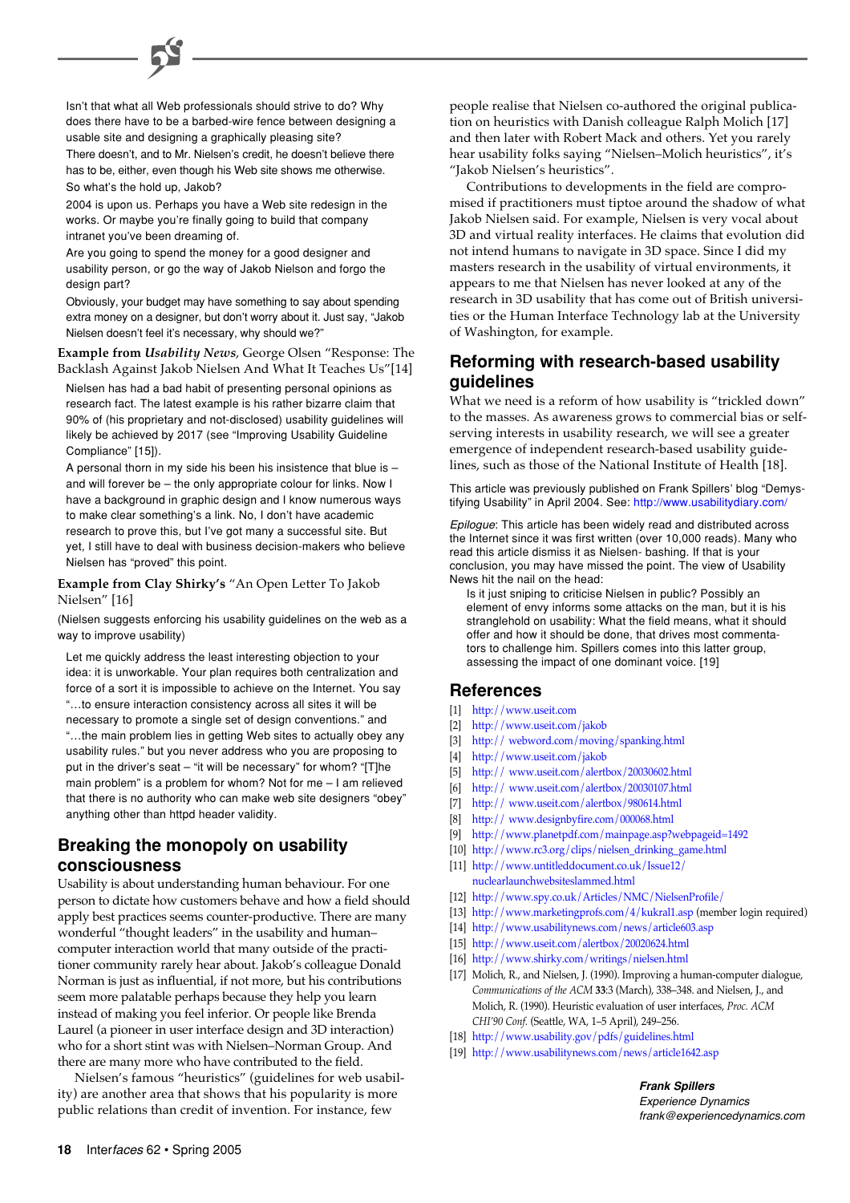> Isn't that what all Web professionals should strive to do? Why does there have to be a barbed-wire fence between designing a usable site and designing a graphically pleasing site?
>
> There doesn't, and to Mr. Nielsen's credit, he doesn't believe there has to be, either, even though his Web site shows me otherwise. So what's the hold up, Jakob?
>
> 2004 is upon us. Perhaps you have a Web site redesign in the works. Or maybe you're finally going to build that company intranet you've been dreaming of.
>
> Are you going to spend the money for a good designer and usability person, or go the way of Jakob Nielson and forgo the design part?
>
> Obviously, your budget may have something to say about spending extra money on a designer, but don't worry about it. Just say, "Jakob Nielsen doesn't feel it's necessary, why should we?"

**Example from *Usability News*,** George Olsen "Response: The Backlash Against Jakob Nielsen And What It Teaches Us"[14]

> Nielsen has had a bad habit of presenting personal opinions as research fact. The latest example is his rather bizarre claim that 90% of (his proprietary and not-disclosed) usability guidelines will likely be achieved by 2017 (see "Improving Usability Guideline Compliance" [15]).
>
> A personal thorn in my side his been his insistence that blue is – and will forever be – the only appropriate colour for links. Now I have a background in graphic design and I know numerous ways to make clear something's a link. No, I don't have academic research to prove this, but I've got many a successful site. But yet, I still have to deal with business decision-makers who believe Nielsen has "proved" this point.

**Example from Clay Shirky's** "An Open Letter To Jakob Nielsen" [16]

(Nielsen suggests enforcing his usability guidelines on the web as a way to improve usability)

> Let me quickly address the least interesting objection to your idea: it is unworkable. Your plan requires both centralization and force of a sort it is impossible to achieve on the Internet. You say "…to ensure interaction consistency across all sites it will be necessary to promote a single set of design conventions." and "…the main problem lies in getting Web sites to actually obey any usability rules." but you never address who you are proposing to put in the driver's seat – "it will be necessary" for whom? "[T]he main problem" is a problem for whom? Not for me – I am relieved that there is no authority who can make web site designers "obey" anything other than httpd header validity.

## Breaking the monopoly on usability consciousness

Usability is about understanding human behaviour. For one person to dictate how customers behave and how a field should apply best practices seems counter-productive. There are many wonderful "thought leaders" in the usability and human–computer interaction world that many outside of the practitioner community rarely hear about. Jakob's colleague Donald Norman is just as influential, if not more, but his contributions seem more palatable perhaps because they help you learn instead of making you feel inferior. Or people like Brenda Laurel (a pioneer in user interface design and 3D interaction) who for a short stint was with Nielsen–Norman Group. And there are many more who have contributed to the field.

Nielsen's famous "heuristics" (guidelines for web usability) are another area that shows that his popularity is more public relations than credit of invention. For instance, few people realise that Nielsen co-authored the original publication on heuristics with Danish colleague Ralph Molich [17] and then later with Robert Mack and others. Yet you rarely hear usability folks saying "Nielsen–Molich heuristics", it's "Jakob Nielsen's heuristics".

Contributions to developments in the field are compromised if practitioners must tiptoe around the shadow of what Jakob Nielsen said. For example, Nielsen is very vocal about 3D and virtual reality interfaces. He claims that evolution did not intend humans to navigate in 3D space. Since I did my masters research in the usability of virtual environments, it appears to me that Nielsen has never looked at any of the research in 3D usability that has come out of British universities or the Human Interface Technology lab at the University of Washington, for example.

## Reforming with research-based usability guidelines

What we need is a reform of how usability is "trickled down" to the masses. As awareness grows to commercial bias or self-serving interests in usability research, we will see a greater emergence of independent research-based usability guidelines, such as those of the National Institute of Health [18].

This article was previously published on Frank Spillers' blog "Demystifying Usability" in April 2004. See: http://www.usabilitydiary.com/

*Epilogue*: This article has been widely read and distributed across the Internet since it was first written (over 10,000 reads). Many who read this article dismiss it as Nielsen- bashing. If that is your conclusion, you may have missed the point. The view of Usability News hit the nail on the head:

> Is it just sniping to criticise Nielsen in public? Possibly an element of envy informs some attacks on the man, but it is his stranglehold on usability: What the field means, what it should offer and how it should be done, that drives most commentators to challenge him. Spillers comes into this latter group, assessing the impact of one dominant voice. [19]

## References

[1] http://www.useit.com
[2] http://www.useit.com/jakob
[3] http:// webword.com/moving/spanking.html
[4] http://www.useit.com/jakob
[5] http:// www.useit.com/alertbox/20030602.html
[6] http:// www.useit.com/alertbox/20030107.html
[7] http:// www.useit.com/alertbox/980614.html
[8] http:// www.designbyfire.com/000068.html
[9] http://www.planetpdf.com/mainpage.asp?webpageid=1492
[10] http://www.rc3.org/clips/nielsen_drinking_game.html
[11] http://www.untitleddocument.co.uk/Issue12/nuclearlaunchwebsiteslammed.html
[12] http://www.spy.co.uk/Articles/NMC/NielsenProfile/
[13] http://www.marketingprofs.com/4/kukral1.asp (member login required)
[14] http://www.usabilitynews.com/news/article603.asp
[15] http://www.useit.com/alertbox/20020624.html
[16] http://www.shirky.com/writings/nielsen.html
[17] Molich, R., and Nielsen, J. (1990). Improving a human-computer dialogue, *Communications of the ACM* **33**:3 (March), 338–348. and Nielsen, J., and Molich, R. (1990). Heuristic evaluation of user interfaces, *Proc. ACM CHI'90 Conf.* (Seattle, WA, 1–5 April), 249–256.
[18] http://www.usability.gov/pdfs/guidelines.html
[19] http://www.usabilitynews.com/news/article1642.asp

***Frank Spillers***
*Experience Dynamics*
*frank@experiencedynamics.com*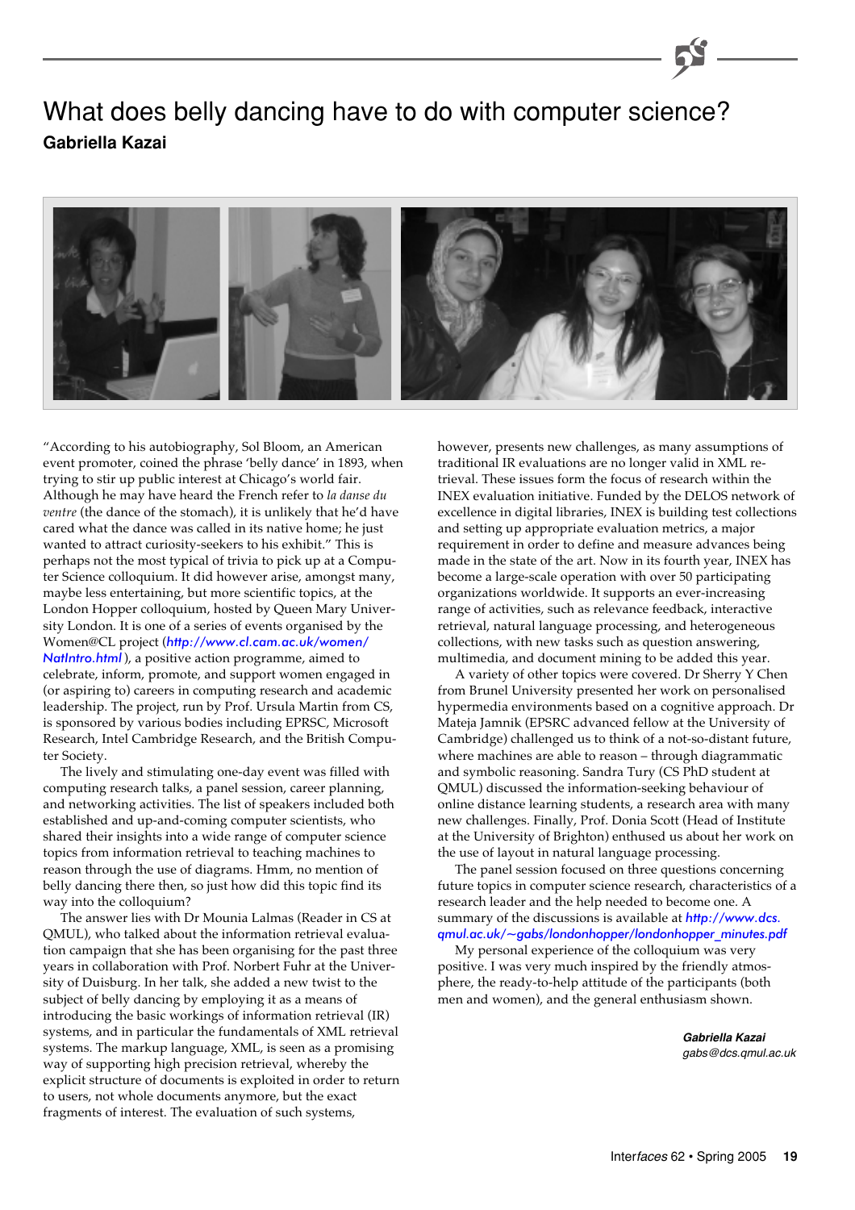# What does belly dancing have to do with computer science?

**Gabriella Kazai**

"According to his autobiography, Sol Bloom, an American event promoter, coined the phrase 'belly dance' in 1893, when trying to stir up public interest at Chicago's world fair. Although he may have heard the French refer to *la danse du ventre* (the dance of the stomach), it is unlikely that he'd have cared what the dance was called in its native home; he just wanted to attract curiosity-seekers to his exhibit." This is perhaps not the most typical of trivia to pick up at a Computer Science colloquium. It did however arise, amongst many, maybe less entertaining, but more scientific topics, at the London Hopper colloquium, hosted by Queen Mary University London. It is one of a series of events organised by the Women@CL project (*http://www.cl.cam.ac.uk/women/NatIntro.html*), a positive action programme, aimed to celebrate, inform, promote, and support women engaged in (or aspiring to) careers in computing research and academic leadership. The project, run by Prof. Ursula Martin from CS, is sponsored by various bodies including EPRSC, Microsoft Research, Intel Cambridge Research, and the British Computer Society.

The lively and stimulating one-day event was filled with computing research talks, a panel session, career planning, and networking activities. The list of speakers included both established and up-and-coming computer scientists, who shared their insights into a wide range of computer science topics from information retrieval to teaching machines to reason through the use of diagrams. Hmm, no mention of belly dancing there then, so just how did this topic find its way into the colloquium?

The answer lies with Dr Mounia Lalmas (Reader in CS at QMUL), who talked about the information retrieval evaluation campaign that she has been organising for the past three years in collaboration with Prof. Norbert Fuhr at the University of Duisburg. In her talk, she added a new twist to the subject of belly dancing by employing it as a means of introducing the basic workings of information retrieval (IR) systems, and in particular the fundamentals of XML retrieval systems. The markup language, XML, is seen as a promising way of supporting high precision retrieval, whereby the explicit structure of documents is exploited in order to return to users, not whole documents anymore, but the exact fragments of interest. The evaluation of such systems, however, presents new challenges, as many assumptions of traditional IR evaluations are no longer valid in XML retrieval. These issues form the focus of research within the INEX evaluation initiative. Funded by the DELOS network of excellence in digital libraries, INEX is building test collections and setting up appropriate evaluation metrics, a major requirement in order to define and measure advances being made in the state of the art. Now in its fourth year, INEX has become a large-scale operation with over 50 participating organizations worldwide. It supports an ever-increasing range of activities, such as relevance feedback, interactive retrieval, natural language processing, and heterogeneous collections, with new tasks such as question answering, multimedia, and document mining to be added this year.

A variety of other topics were covered. Dr Sherry Y Chen from Brunel University presented her work on personalised hypermedia environments based on a cognitive approach. Dr Mateja Jamnik (EPSRC advanced fellow at the University of Cambridge) challenged us to think of a not-so-distant future, where machines are able to reason – through diagrammatic and symbolic reasoning. Sandra Tury (CS PhD student at QMUL) discussed the information-seeking behaviour of online distance learning students, a research area with many new challenges. Finally, Prof. Donia Scott (Head of Institute at the University of Brighton) enthused us about her work on the use of layout in natural language processing.

The panel session focused on three questions concerning future topics in computer science research, characteristics of a research leader and the help needed to become one. A summary of the discussions is available at *http://www.dcs.qmul.ac.uk/~gabs/londonhopper/londonhopper_minutes.pdf*

My personal experience of the colloquium was very positive. I was very much inspired by the friendly atmosphere, the ready-to-help attitude of the participants (both men and women), and the general enthusiasm shown.

***Gabriella Kazai***
*gabs@dcs.qmul.ac.uk*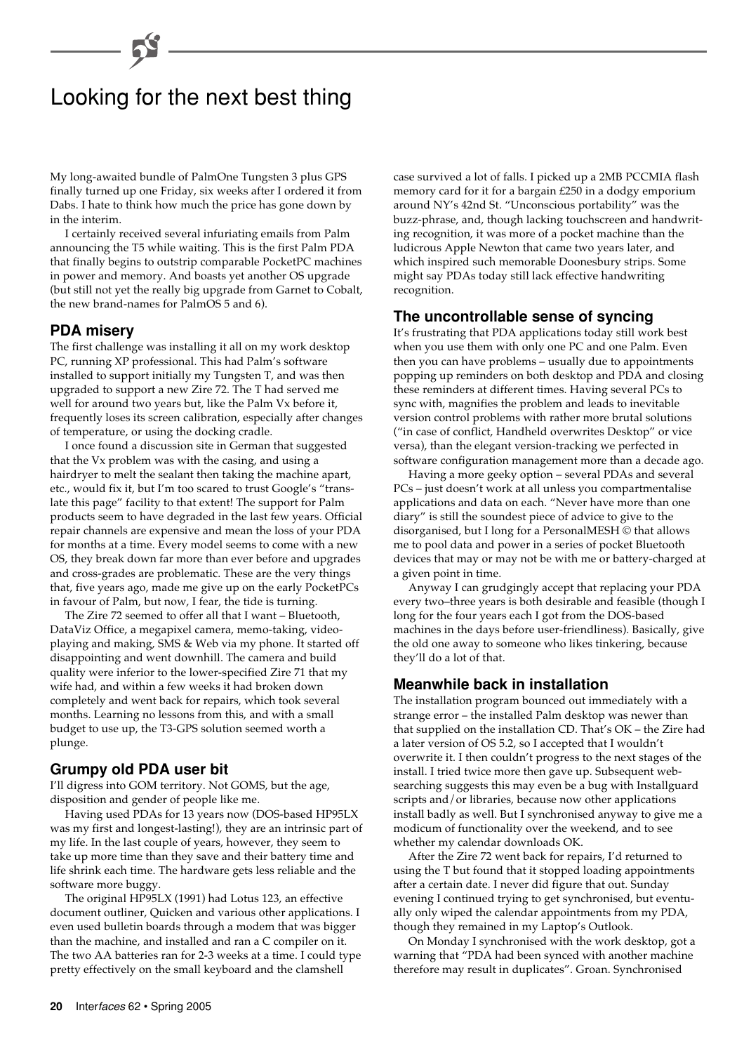# Looking for the next best thing

My long-awaited bundle of PalmOne Tungsten 3 plus GPS finally turned up one Friday, six weeks after I ordered it from Dabs. I hate to think how much the price has gone down by in the interim.

I certainly received several infuriating emails from Palm announcing the T5 while waiting. This is the first Palm PDA that finally begins to outstrip comparable PocketPC machines in power and memory. And boasts yet another OS upgrade (but still not yet the really big upgrade from Garnet to Cobalt, the new brand-names for PalmOS 5 and 6).

## PDA misery

The first challenge was installing it all on my work desktop PC, running XP professional. This had Palm's software installed to support initially my Tungsten T, and was then upgraded to support a new Zire 72. The T had served me well for around two years but, like the Palm Vx before it, frequently loses its screen calibration, especially after changes of temperature, or using the docking cradle.

I once found a discussion site in German that suggested that the Vx problem was with the casing, and using a hairdryer to melt the sealant then taking the machine apart, etc., would fix it, but I'm too scared to trust Google's "translate this page" facility to that extent! The support for Palm products seem to have degraded in the last few years. Official repair channels are expensive and mean the loss of your PDA for months at a time. Every model seems to come with a new OS, they break down far more than ever before and upgrades and cross-grades are problematic. These are the very things that, five years ago, made me give up on the early PocketPCs in favour of Palm, but now, I fear, the tide is turning.

The Zire 72 seemed to offer all that I want – Bluetooth, DataViz Office, a megapixel camera, memo-taking, video-playing and making, SMS & Web via my phone. It started off disappointing and went downhill. The camera and build quality were inferior to the lower-specified Zire 71 that my wife had, and within a few weeks it had broken down completely and went back for repairs, which took several months. Learning no lessons from this, and with a small budget to use up, the T3-GPS solution seemed worth a plunge.

## Grumpy old PDA user bit

I'll digress into GOM territory. Not GOMS, but the age, disposition and gender of people like me.

Having used PDAs for 13 years now (DOS-based HP95LX was my first and longest-lasting!), they are an intrinsic part of my life. In the last couple of years, however, they seem to take up more time than they save and their battery time and life shrink each time. The hardware gets less reliable and the software more buggy.

The original HP95LX (1991) had Lotus 123, an effective document outliner, Quicken and various other applications. I even used bulletin boards through a modem that was bigger than the machine, and installed and ran a C compiler on it. The two AA batteries ran for 2-3 weeks at a time. I could type pretty effectively on the small keyboard and the clamshell case survived a lot of falls. I picked up a 2MB PCCMIA flash memory card for it for a bargain £250 in a dodgy emporium around NY's 42nd St. "Unconscious portability" was the buzz-phrase, and, though lacking touchscreen and handwriting recognition, it was more of a pocket machine than the ludicrous Apple Newton that came two years later, and which inspired such memorable Doonesbury strips. Some might say PDAs today still lack effective handwriting recognition.

## The uncontrollable sense of syncing

It's frustrating that PDA applications today still work best when you use them with only one PC and one Palm. Even then you can have problems – usually due to appointments popping up reminders on both desktop and PDA and closing these reminders at different times. Having several PCs to sync with, magnifies the problem and leads to inevitable version control problems with rather more brutal solutions ("in case of conflict, Handheld overwrites Desktop" or vice versa), than the elegant version-tracking we perfected in software configuration management more than a decade ago.

Having a more geeky option – several PDAs and several PCs – just doesn't work at all unless you compartmentalise applications and data on each. "Never have more than one diary" is still the soundest piece of advice to give to the disorganised, but I long for a PersonalMESH © that allows me to pool data and power in a series of pocket Bluetooth devices that may or may not be with me or battery-charged at a given point in time.

Anyway I can grudgingly accept that replacing your PDA every two–three years is both desirable and feasible (though I long for the four years each I got from the DOS-based machines in the days before user-friendliness). Basically, give the old one away to someone who likes tinkering, because they'll do a lot of that.

## Meanwhile back in installation

The installation program bounced out immediately with a strange error – the installed Palm desktop was newer than that supplied on the installation CD. That's OK – the Zire had a later version of OS 5.2, so I accepted that I wouldn't overwrite it. I then couldn't progress to the next stages of the install. I tried twice more then gave up. Subsequent web-searching suggests this may even be a bug with Installguard scripts and/or libraries, because now other applications install badly as well. But I synchronised anyway to give me a modicum of functionality over the weekend, and to see whether my calendar downloads OK.

After the Zire 72 went back for repairs, I'd returned to using the T but found that it stopped loading appointments after a certain date. I never did figure that out. Sunday evening I continued trying to get synchronised, but eventually only wiped the calendar appointments from my PDA, though they remained in my Laptop's Outlook.

On Monday I synchronised with the work desktop, got a warning that "PDA had been synced with another machine therefore may result in duplicates". Groan. Synchronised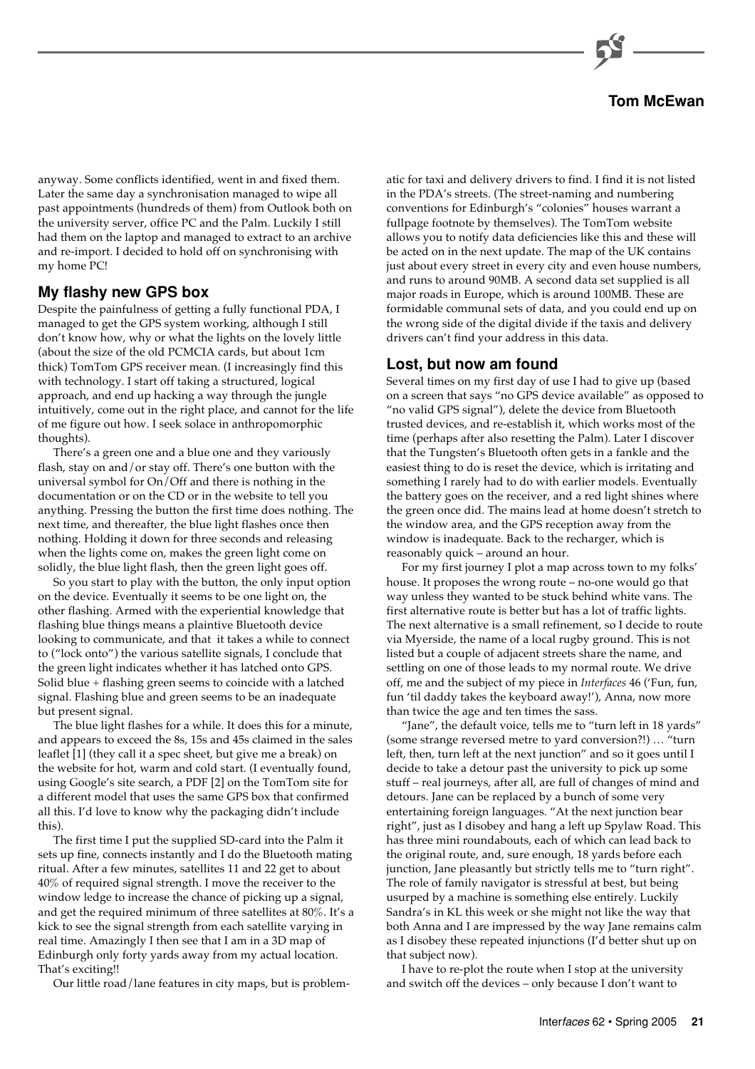anyway. Some conflicts identified, went in and fixed them. Later the same day a synchronisation managed to wipe all past appointments (hundreds of them) from Outlook both on the university server, office PC and the Palm. Luckily I still had them on the laptop and managed to extract to an archive and re-import. I decided to hold off on synchronising with my home PC!

## My flashy new GPS box

Despite the painfulness of getting a fully functional PDA, I managed to get the GPS system working, although I still don't know how, why or what the lights on the lovely little (about the size of the old PCMCIA cards, but about 1cm thick) TomTom GPS receiver mean. (I increasingly find this with technology. I start off taking a structured, logical approach, and end up hacking a way through the jungle intuitively, come out in the right place, and cannot for the life of me figure out how. I seek solace in anthropomorphic thoughts).

There's a green one and a blue one and they variously flash, stay on and/or stay off. There's one button with the universal symbol for On/Off and there is nothing in the documentation or on the CD or in the website to tell you anything. Pressing the button the first time does nothing. The next time, and thereafter, the blue light flashes once then nothing. Holding it down for three seconds and releasing when the lights come on, makes the green light come on solidly, the blue light flash, then the green light goes off.

So you start to play with the button, the only input option on the device. Eventually it seems to be one light on, the other flashing. Armed with the experiential knowledge that flashing blue things means a plaintive Bluetooth device looking to communicate, and that it takes a while to connect to ("lock onto") the various satellite signals, I conclude that the green light indicates whether it has latched onto GPS. Solid blue + flashing green seems to coincide with a latched signal. Flashing blue and green seems to be an inadequate but present signal.

The blue light flashes for a while. It does this for a minute, and appears to exceed the 8s, 15s and 45s claimed in the sales leaflet [1] (they call it a spec sheet, but give me a break) on the website for hot, warm and cold start. (I eventually found, using Google's site search, a PDF [2] on the TomTom site for a different model that uses the same GPS box that confirmed all this. I'd love to know why the packaging didn't include this).

The first time I put the supplied SD-card into the Palm it sets up fine, connects instantly and I do the Bluetooth mating ritual. After a few minutes, satellites 11 and 22 get to about 40% of required signal strength. I move the receiver to the window ledge to increase the chance of picking up a signal, and get the required minimum of three satellites at 80%. It's a kick to see the signal strength from each satellite varying in real time. Amazingly I then see that I am in a 3D map of Edinburgh only forty yards away from my actual location. That's exciting!!

Our little road/lane features in city maps, but is problematic for taxi and delivery drivers to find. I find it is not listed in the PDA's streets. (The street-naming and numbering conventions for Edinburgh's "colonies" houses warrant a fullpage footnote by themselves). The TomTom website allows you to notify data deficiencies like this and these will be acted on in the next update. The map of the UK contains just about every street in every city and even house numbers, and runs to around 90MB. A second data set supplied is all major roads in Europe, which is around 100MB. These are formidable communal sets of data, and you could end up on the wrong side of the digital divide if the taxis and delivery drivers can't find your address in this data.

## Lost, but now am found

Several times on my first day of use I had to give up (based on a screen that says "no GPS device available" as opposed to "no valid GPS signal"), delete the device from Bluetooth trusted devices, and re-establish it, which works most of the time (perhaps after also resetting the Palm). Later I discover that the Tungsten's Bluetooth often gets in a fankle and the easiest thing to do is reset the device, which is irritating and something I rarely had to do with earlier models. Eventually the battery goes on the receiver, and a red light shines where the green once did. The mains lead at home doesn't stretch to the window area, and the GPS reception away from the window is inadequate. Back to the recharger, which is reasonably quick – around an hour.

For my first journey I plot a map across town to my folks' house. It proposes the wrong route – no-one would go that way unless they wanted to be stuck behind white vans. The first alternative route is better but has a lot of traffic lights. The next alternative is a small refinement, so I decide to route via Myerside, the name of a local rugby ground. This is not listed but a couple of adjacent streets share the name, and settling on one of those leads to my normal route. We drive off, me and the subject of my piece in *Interfaces* 46 ('Fun, fun, fun 'til daddy takes the keyboard away!'), Anna, now more than twice the age and ten times the sass.

"Jane", the default voice, tells me to "turn left in 18 yards" (some strange reversed metre to yard conversion?!) … "turn left, then, turn left at the next junction" and so it goes until I decide to take a detour past the university to pick up some stuff – real journeys, after all, are full of changes of mind and detours. Jane can be replaced by a bunch of some very entertaining foreign languages. "At the next junction bear right", just as I disobey and hang a left up Spylaw Road. This has three mini roundabouts, each of which can lead back to the original route, and, sure enough, 18 yards before each junction, Jane pleasantly but strictly tells me to "turn right". The role of family navigator is stressful at best, but being usurped by a machine is something else entirely. Luckily Sandra's in KL this week or she might not like the way that both Anna and I are impressed by the way Jane remains calm as I disobey these repeated injunctions (I'd better shut up on that subject now).

I have to re-plot the route when I stop at the university and switch off the devices – only because I don't want to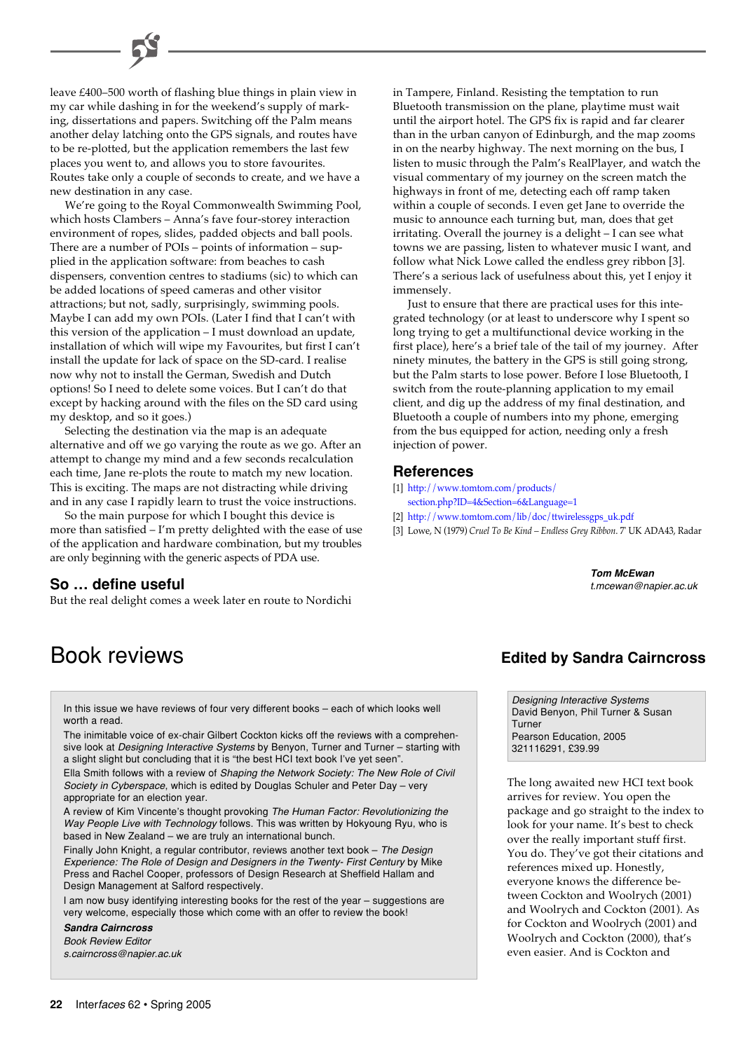leave £400–500 worth of flashing blue things in plain view in my car while dashing in for the weekend's supply of marking, dissertations and papers. Switching off the Palm means another delay latching onto the GPS signals, and routes have to be re-plotted, but the application remembers the last few places you went to, and allows you to store favourites. Routes take only a couple of seconds to create, and we have a new destination in any case.

We're going to the Royal Commonwealth Swimming Pool, which hosts Clambers – Anna's fave four-storey interaction environment of ropes, slides, padded objects and ball pools. There are a number of POIs – points of information – supplied in the application software: from beaches to cash dispensers, convention centres to stadiums (sic) to which can be added locations of speed cameras and other visitor attractions; but not, sadly, surprisingly, swimming pools. Maybe I can add my own POIs. (Later I find that I can't with this version of the application – I must download an update, installation of which will wipe my Favourites, but first I can't install the update for lack of space on the SD-card. I realise now why not to install the German, Swedish and Dutch options! So I need to delete some voices. But I can't do that except by hacking around with the files on the SD card using my desktop, and so it goes.)

Selecting the destination via the map is an adequate alternative and off we go varying the route as we go. After an attempt to change my mind and a few seconds recalculation each time, Jane re-plots the route to match my new location. This is exciting. The maps are not distracting while driving and in any case I rapidly learn to trust the voice instructions.

So the main purpose for which I bought this device is more than satisfied – I'm pretty delighted with the ease of use of the application and hardware combination, but my troubles are only beginning with the generic aspects of PDA use.

## So … define useful

But the real delight comes a week later en route to Nordichi in Tampere, Finland. Resisting the temptation to run Bluetooth transmission on the plane, playtime must wait until the airport hotel. The GPS fix is rapid and far clearer than in the urban canyon of Edinburgh, and the map zooms in on the nearby highway. The next morning on the bus, I listen to music through the Palm's RealPlayer, and watch the visual commentary of my journey on the screen match the highways in front of me, detecting each off ramp taken within a couple of seconds. I even get Jane to override the music to announce each turning but, man, does that get irritating. Overall the journey is a delight – I can see what towns we are passing, listen to whatever music I want, and follow what Nick Lowe called the endless grey ribbon [3]. There's a serious lack of usefulness about this, yet I enjoy it immensely.

Just to ensure that there are practical uses for this integrated technology (or at least to underscore why I spent so long trying to get a multifunctional device working in the first place), here's a brief tale of the tail of my journey. After ninety minutes, the battery in the GPS is still going strong, but the Palm starts to lose power. Before I lose Bluetooth, I switch from the route-planning application to my email client, and dig up the address of my final destination, and Bluetooth a couple of numbers into my phone, emerging from the bus equipped for action, needing only a fresh injection of power.

## References

[1] http://www.tomtom.com/products/section.php?ID=4&Section=6&Language=1

[2] http://www.tomtom.com/lib/doc/ttwirelessgps_uk.pdf

[3] Lowe, N (1979) *Cruel To Be Kind – Endless Grey Ribbon*. 7' UK ADA43, Radar

***Tom McEwan***
*t.mcewan@napier.ac.uk*

# Book reviews

## Edited by Sandra Cairncross

In this issue we have reviews of four very different books – each of which looks well worth a read.

The inimitable voice of ex-chair Gilbert Cockton kicks off the reviews with a comprehensive look at *Designing Interactive Systems* by Benyon, Turner and Turner – starting with a slight slight but concluding that it is "the best HCI text book I've yet seen".

Ella Smith follows with a review of *Shaping the Network Society: The New Role of Civil Society in Cyberspace*, which is edited by Douglas Schuler and Peter Day – very appropriate for an election year.

A review of Kim Vincente's thought provoking *The Human Factor: Revolutionizing the Way People Live with Technology* follows. This was written by Hokyoung Ryu, who is based in New Zealand – we are truly an international bunch.

Finally John Knight, a regular contributor, reviews another text book – *The Design Experience: The Role of Design and Designers in the Twenty- First Century* by Mike Press and Rachel Cooper, professors of Design Research at Sheffield Hallam and Design Management at Salford respectively.

I am now busy identifying interesting books for the rest of the year – suggestions are very welcome, especially those which come with an offer to review the book!

***Sandra Cairncross***
*Book Review Editor*
*s.cairncross@napier.ac.uk*

*Designing Interactive Systems*
David Benyon, Phil Turner & Susan Turner
Pearson Education, 2005
321116291, £39.99

The long awaited new HCI text book arrives for review. You open the package and go straight to the index to look for your name. It's best to check over the really important stuff first. You do. They've got their citations and references mixed up. Honestly, everyone knows the difference between Cockton and Woolrych (2001) and Woolrych and Cockton (2001). As for Cockton and Woolrych (2001) and Woolrych and Cockton (2000), that's even easier. And is Cockton and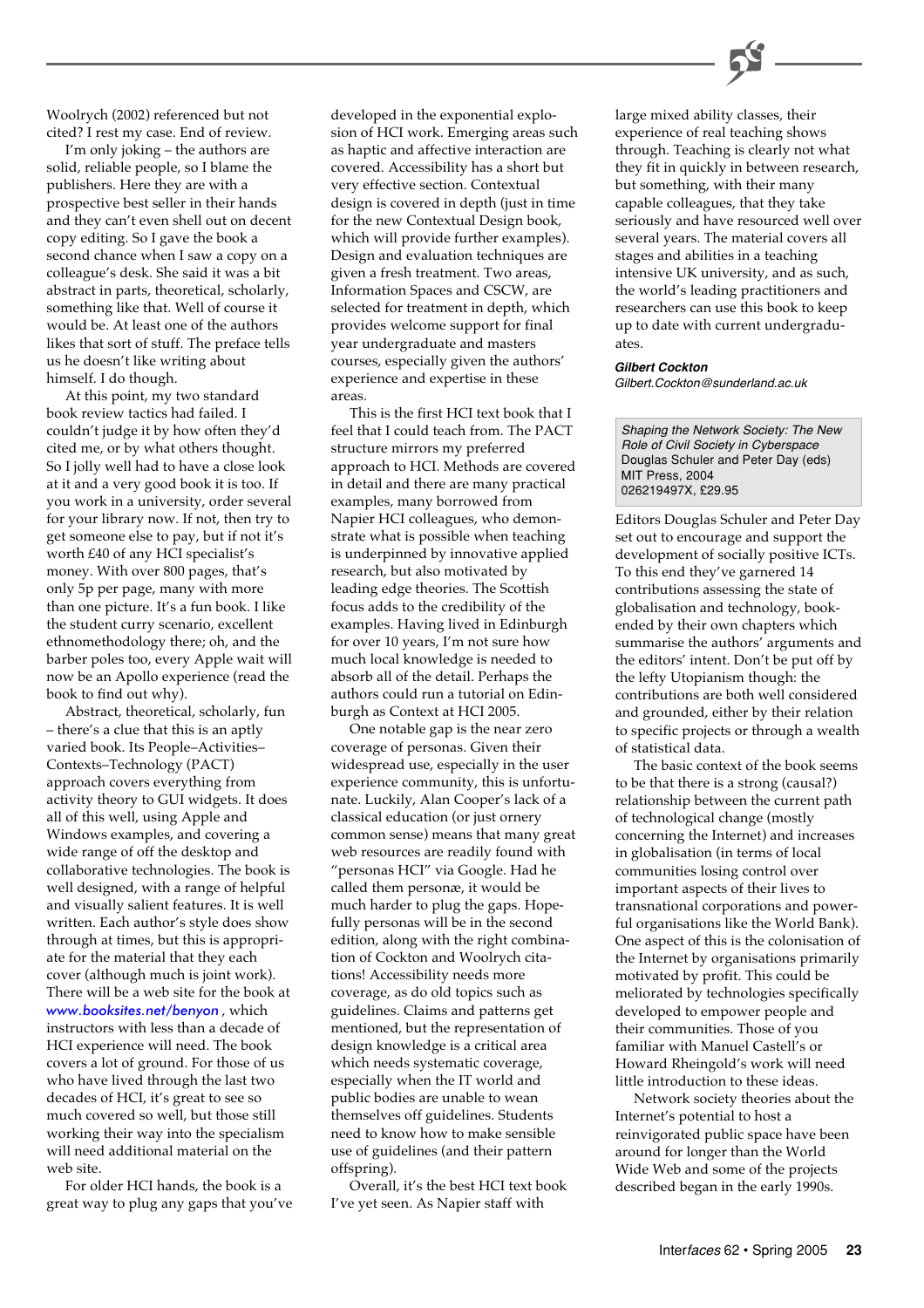Woolrych (2002) referenced but not cited? I rest my case. End of review.

I'm only joking – the authors are solid, reliable people, so I blame the publishers. Here they are with a prospective best seller in their hands and they can't even shell out on decent copy editing. So I gave the book a second chance when I saw a copy on a colleague's desk. She said it was a bit abstract in parts, theoretical, scholarly, something like that. Well of course it would be. At least one of the authors likes that sort of stuff. The preface tells us he doesn't like writing about himself. I do though.

At this point, my two standard book review tactics had failed. I couldn't judge it by how often they'd cited me, or by what others thought. So I jolly well had to have a close look at it and a very good book it is too. If you work in a university, order several for your library now. If not, then try to get someone else to pay, but if not it's worth £40 of any HCI specialist's money. With over 800 pages, that's only 5p per page, many with more than one picture. It's a fun book. I like the student curry scenario, excellent ethnomethodology there; oh, and the barber poles too, every Apple wait will now be an Apollo experience (read the book to find out why).

Abstract, theoretical, scholarly, fun – there's a clue that this is an aptly varied book. Its People–Activities–Contexts–Technology (PACT) approach covers everything from activity theory to GUI widgets. It does all of this well, using Apple and Windows examples, and covering a wide range of off the desktop and collaborative technologies. The book is well designed, with a range of helpful and visually salient features. It is well written. Each author's style does show through at times, but this is appropriate for the material that they each cover (although much is joint work). There will be a web site for the book at *www.booksites.net/benyon*, which instructors with less than a decade of HCI experience will need. The book covers a lot of ground. For those of us who have lived through the last two decades of HCI, it's great to see so much covered so well, but those still working their way into the specialism will need additional material on the web site.

For older HCI hands, the book is a great way to plug any gaps that you've developed in the exponential explosion of HCI work. Emerging areas such as haptic and affective interaction are covered. Accessibility has a short but very effective section. Contextual design is covered in depth (just in time for the new Contextual Design book, which will provide further examples). Design and evaluation techniques are given a fresh treatment. Two areas, Information Spaces and CSCW, are selected for treatment in depth, which provides welcome support for final year undergraduate and masters courses, especially given the authors' experience and expertise in these areas.

This is the first HCI text book that I feel that I could teach from. The PACT structure mirrors my preferred approach to HCI. Methods are covered in detail and there are many practical examples, many borrowed from Napier HCI colleagues, who demonstrate what is possible when teaching is underpinned by innovative applied research, but also motivated by leading edge theories. The Scottish focus adds to the credibility of the examples. Having lived in Edinburgh for over 10 years, I'm not sure how much local knowledge is needed to absorb all of the detail. Perhaps the authors could run a tutorial on Edinburgh as Context at HCI 2005.

One notable gap is the near zero coverage of personas. Given their widespread use, especially in the user experience community, this is unfortunate. Luckily, Alan Cooper's lack of a classical education (or just ornery common sense) means that many great web resources are readily found with "personas HCI" via Google. Had he called them personæ, it would be much harder to plug the gaps. Hopefully personas will be in the second edition, along with the right combination of Cockton and Woolrych citations! Accessibility needs more coverage, as do old topics such as guidelines. Claims and patterns get mentioned, but the representation of design knowledge is a critical area which needs systematic coverage, especially when the IT world and public bodies are unable to wean themselves off guidelines. Students need to know how to make sensible use of guidelines (and their pattern offspring).

Overall, it's the best HCI text book I've yet seen. As Napier staff with large mixed ability classes, their experience of real teaching shows through. Teaching is clearly not what they fit in quickly in between research, but something, with their many capable colleagues, that they take seriously and have resourced well over several years. The material covers all stages and abilities in a teaching intensive UK university, and as such, the world's leading practitioners and researchers can use this book to keep up to date with current undergraduates.

***Gilbert Cockton***
*Gilbert.Cockton@sunderland.ac.uk*

---

*Shaping the Network Society: The New Role of Civil Society in Cyberspace*
Douglas Schuler and Peter Day (eds)
MIT Press, 2004
026219497X, £29.95

Editors Douglas Schuler and Peter Day set out to encourage and support the development of socially positive ICTs. To this end they've garnered 14 contributions assessing the state of globalisation and technology, book-ended by their own chapters which summarise the authors' arguments and the editors' intent. Don't be put off by the lefty Utopianism though: the contributions are both well considered and grounded, either by their relation to specific projects or through a wealth of statistical data.

The basic context of the book seems to be that there is a strong (causal?) relationship between the current path of technological change (mostly concerning the Internet) and increases in globalisation (in terms of local communities losing control over important aspects of their lives to transnational corporations and powerful organisations like the World Bank). One aspect of this is the colonisation of the Internet by organisations primarily motivated by profit. This could be meliorated by technologies specifically developed to empower people and their communities. Those of you familiar with Manuel Castell's or Howard Rheingold's work will need little introduction to these ideas.

Network society theories about the Internet's potential to host a reinvigorated public space have been around for longer than the World Wide Web and some of the projects described began in the early 1990s.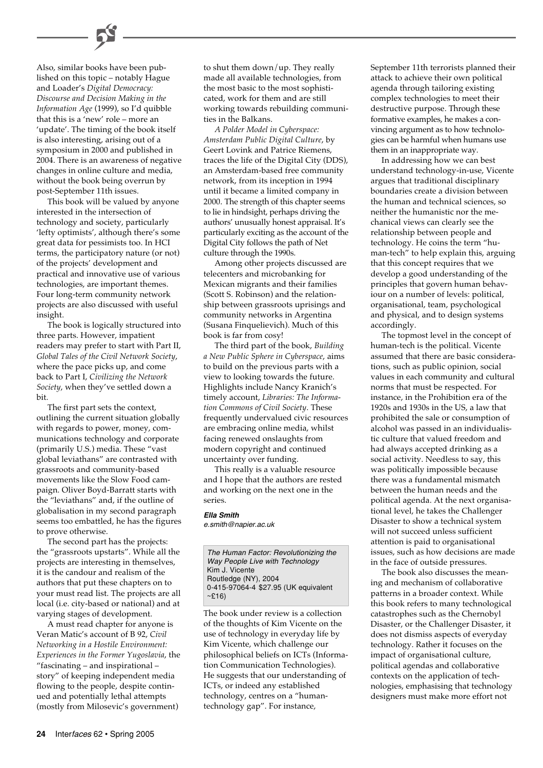Also, similar books have been published on this topic – notably Hague and Loader's *Digital Democracy: Discourse and Decision Making in the Information Age* (1999), so I'd quibble that this is a 'new' role – more an 'update'. The timing of the book itself is also interesting, arising out of a symposium in 2000 and published in 2004. There is an awareness of negative changes in online culture and media, without the book being overrun by post-September 11th issues.

This book will be valued by anyone interested in the intersection of technology and society, particularly 'lefty optimists', although there's some great data for pessimists too. In HCI terms, the participatory nature (or not) of the projects' development and practical and innovative use of various technologies, are important themes. Four long-term community network projects are also discussed with useful insight.

The book is logically structured into three parts. However, impatient readers may prefer to start with Part II, *Global Tales of the Civil Network Society*, where the pace picks up, and come back to Part I, *Civilizing the Network Society*, when they've settled down a bit.

The first part sets the context, outlining the current situation globally with regards to power, money, communications technology and corporate (primarily U.S.) media. These "vast global leviathans" are contrasted with grassroots and community-based movements like the Slow Food campaign. Oliver Boyd-Barratt starts with the "leviathans" and, if the outline of globalisation in my second paragraph seems too embattled, he has the figures to prove otherwise.

The second part has the projects: the "grassroots upstarts". While all the projects are interesting in themselves, it is the candour and realism of the authors that put these chapters on to your must read list. The projects are all local (i.e. city-based or national) and at varying stages of development.

A must read chapter for anyone is Veran Matic's account of B 92, *Civil Networking in a Hostile Environment: Experiences in the Former Yugoslavia*, the "fascinating – and inspirational – story" of keeping independent media flowing to the people, despite continued and potentially lethal attempts (mostly from Milosevic's government) to shut them down/up. They really made all available technologies, from the most basic to the most sophisticated, work for them and are still working towards rebuilding communities in the Balkans.

*A Polder Model in Cyberspace: Amsterdam Public Digital Culture*, by Geert Lovink and Patrice Riemens, traces the life of the Digital City (DDS), an Amsterdam-based free community network, from its inception in 1994 until it became a limited company in 2000. The strength of this chapter seems to lie in hindsight, perhaps driving the authors' unusually honest appraisal. It's particularly exciting as the account of the Digital City follows the path of Net culture through the 1990s.

Among other projects discussed are telecenters and microbanking for Mexican migrants and their families (Scott S. Robinson) and the relationship between grassroots uprisings and community networks in Argentina (Susana Finquelievich). Much of this book is far from cosy!

The third part of the book, *Building a New Public Sphere in Cyberspace*, aims to build on the previous parts with a view to looking towards the future. Highlights include Nancy Kranich's timely account, *Libraries: The Information Commons of Civil Society*. These frequently undervalued civic resources are embracing online media, whilst facing renewed onslaughts from modern copyright and continued uncertainty over funding.

This really is a valuable resource and I hope that the authors are rested and working on the next one in the series.

***Ella Smith***
*e.smith@napier.ac.uk*

*The Human Factor: Revolutionizing the Way People Live with Technology*
Kim J. Vicente
Routledge (NY), 2004
0-415-97064-4 $27.95 (UK equivalent ~£16)

The book under review is a collection of the thoughts of Kim Vicente on the use of technology in everyday life by Kim Vicente, which challenge our philosophical beliefs on ICTs (Information Communication Technologies). He suggests that our understanding of ICTs, or indeed any established technology, centres on a "human-technology gap". For instance, September 11th terrorists planned their attack to achieve their own political agenda through tailoring existing complex technologies to meet their destructive purpose. Through these formative examples, he makes a convincing argument as to how technologies can be harmful when humans use them in an inappropriate way.

In addressing how we can best understand technology-in-use, Vicente argues that traditional disciplinary boundaries create a division between the human and technical sciences, so neither the humanistic nor the mechanical views can clearly see the relationship between people and technology. He coins the term "human-tech" to help explain this, arguing that this concept requires that we develop a good understanding of the principles that govern human behaviour on a number of levels: political, organisational, team, psychological and physical, and to design systems accordingly.

The topmost level in the concept of human-tech is the political. Vicente assumed that there are basic considerations, such as public opinion, social values in each community and cultural norms that must be respected. For instance, in the Prohibition era of the 1920s and 1930s in the US, a law that prohibited the sale or consumption of alcohol was passed in an individualistic culture that valued freedom and had always accepted drinking as a social activity. Needless to say, this was politically impossible because there was a fundamental mismatch between the human needs and the political agenda. At the next organisational level, he takes the Challenger Disaster to show a technical system will not succeed unless sufficient attention is paid to organisational issues, such as how decisions are made in the face of outside pressures.

The book also discusses the meaning and mechanism of collaborative patterns in a broader context. While this book refers to many technological catastrophes such as the Chernobyl Disaster, or the Challenger Disaster, it does not dismiss aspects of everyday technology. Rather it focuses on the impact of organisational culture, political agendas and collaborative contexts on the application of technologies, emphasising that technology designers must make more effort not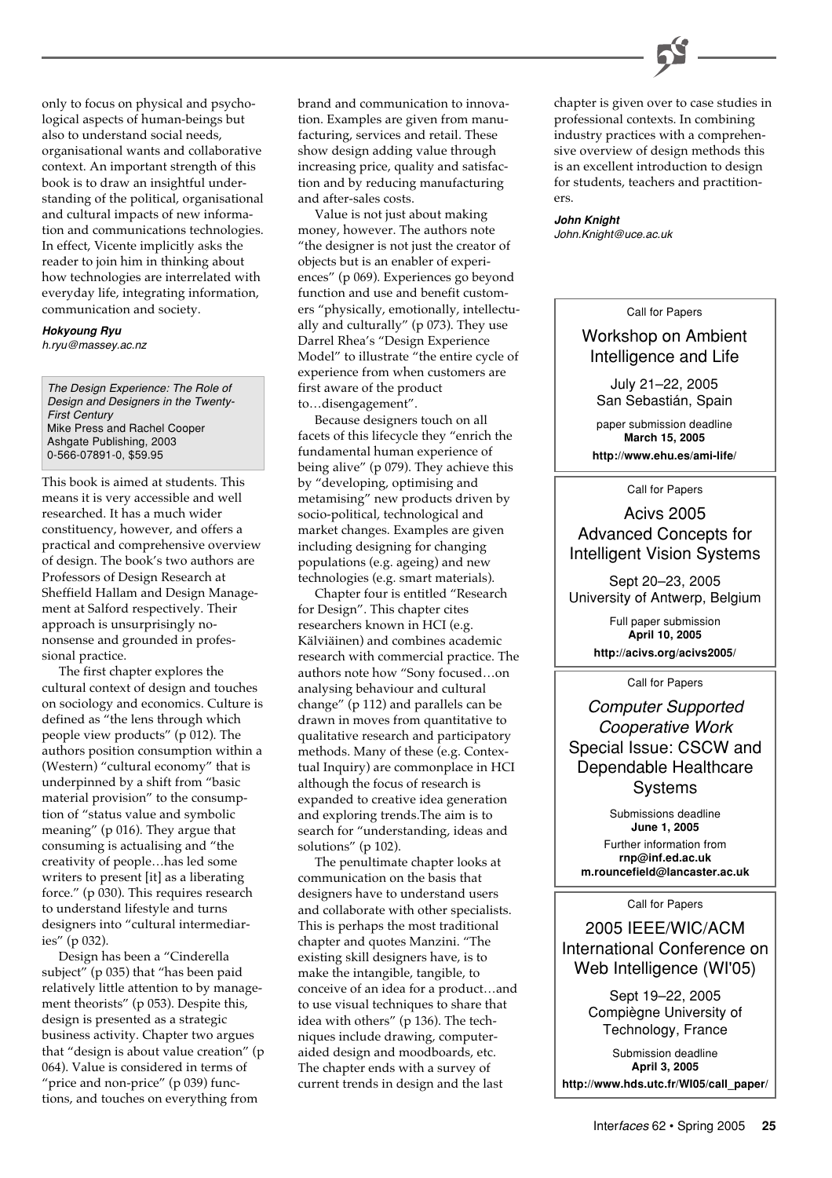only to focus on physical and psychological aspects of human-beings but also to understand social needs, organisational wants and collaborative context. An important strength of this book is to draw an insightful understanding of the political, organisational and cultural impacts of new information and communications technologies. In effect, Vicente implicitly asks the reader to join him in thinking about how technologies are interrelated with everyday life, integrating information, communication and society.

***Hokyoung Ryu***
*h.ryu@massey.ac.nz*

*The Design Experience: The Role of Design and Designers in the Twenty-First Century*
Mike Press and Rachel Cooper
Ashgate Publishing, 2003
0-566-07891-0, $59.95

This book is aimed at students. This means it is very accessible and well researched. It has a much wider constituency, however, and offers a practical and comprehensive overview of design. The book's two authors are Professors of Design Research at Sheffield Hallam and Design Management at Salford respectively. Their approach is unsurprisingly no-nonsense and grounded in professional practice.

The first chapter explores the cultural context of design and touches on sociology and economics. Culture is defined as "the lens through which people view products" (p 012). The authors position consumption within a (Western) "cultural economy" that is underpinned by a shift from "basic material provision" to the consumption of "status value and symbolic meaning" (p 016). They argue that consuming is actualising and "the creativity of people…has led some writers to present [it] as a liberating force." (p 030). This requires research to understand lifestyle and turns designers into "cultural intermediaries" (p 032).

Design has been a "Cinderella subject" (p 035) that "has been paid relatively little attention to by management theorists" (p 053). Despite this, design is presented as a strategic business activity. Chapter two argues that "design is about value creation" (p 064). Value is considered in terms of "price and non-price" (p 039) functions, and touches on everything from brand and communication to innovation. Examples are given from manufacturing, services and retail. These show design adding value through increasing price, quality and satisfaction and by reducing manufacturing and after-sales costs.

Value is not just about making money, however. The authors note "the designer is not just the creator of objects but is an enabler of experiences" (p 069). Experiences go beyond function and use and benefit customers "physically, emotionally, intellectually and culturally" (p 073). They use Darrel Rhea's "Design Experience Model" to illustrate "the entire cycle of experience from when customers are first aware of the product to…disengagement".

Because designers touch on all facets of this lifecycle they "enrich the fundamental human experience of being alive" (p 079). They achieve this by "developing, optimising and metamising" new products driven by socio-political, technological and market changes. Examples are given including designing for changing populations (e.g. ageing) and new technologies (e.g. smart materials).

Chapter four is entitled "Research for Design". This chapter cites researchers known in HCI (e.g. Kälviäinen) and combines academic research with commercial practice. The authors note how "Sony focused…on analysing behaviour and cultural change" (p 112) and parallels can be drawn in moves from quantitative to qualitative research and participatory methods. Many of these (e.g. Contextual Inquiry) are commonplace in HCI although the focus of research is expanded to creative idea generation and exploring trends.The aim is to search for "understanding, ideas and solutions" (p 102).

The penultimate chapter looks at communication on the basis that designers have to understand users and collaborate with other specialists. This is perhaps the most traditional chapter and quotes Manzini. "The existing skill designers have, is to make the intangible, tangible, to conceive of an idea for a product…and to use visual techniques to share that idea with others" (p 136). The techniques include drawing, computer-aided design and moodboards, etc. The chapter ends with a survey of current trends in design and the last chapter is given over to case studies in professional contexts. In combining industry practices with a comprehensive overview of design methods this is an excellent introduction to design for students, teachers and practitioners.

***John Knight***
*John.Knight@uce.ac.uk*

---

Call for Papers

### Workshop on Ambient Intelligence and Life

July 21–22, 2005
San Sebastián, Spain

paper submission deadline
**March 15, 2005**
**http://www.ehu.es/ami-life/**

---

Call for Papers

### Acivs 2005 Advanced Concepts for Intelligent Vision Systems

Sept 20–23, 2005
University of Antwerp, Belgium

Full paper submission
**April 10, 2005**
**http://acivs.org/acivs2005/**

---

Call for Papers

### *Computer Supported Cooperative Work* Special Issue: CSCW and Dependable Healthcare Systems

Submissions deadline
**June 1, 2005**
Further information from
**rnp@inf.ed.ac.uk**
**m.rouncefield@lancaster.ac.uk**

---

Call for Papers

### 2005 IEEE/WIC/ACM International Conference on Web Intelligence (WI'05)

Sept 19–22, 2005
Compiègne University of Technology, France

Submission deadline
**April 3, 2005**
**http://www.hds.utc.fr/WI05/call_paper/**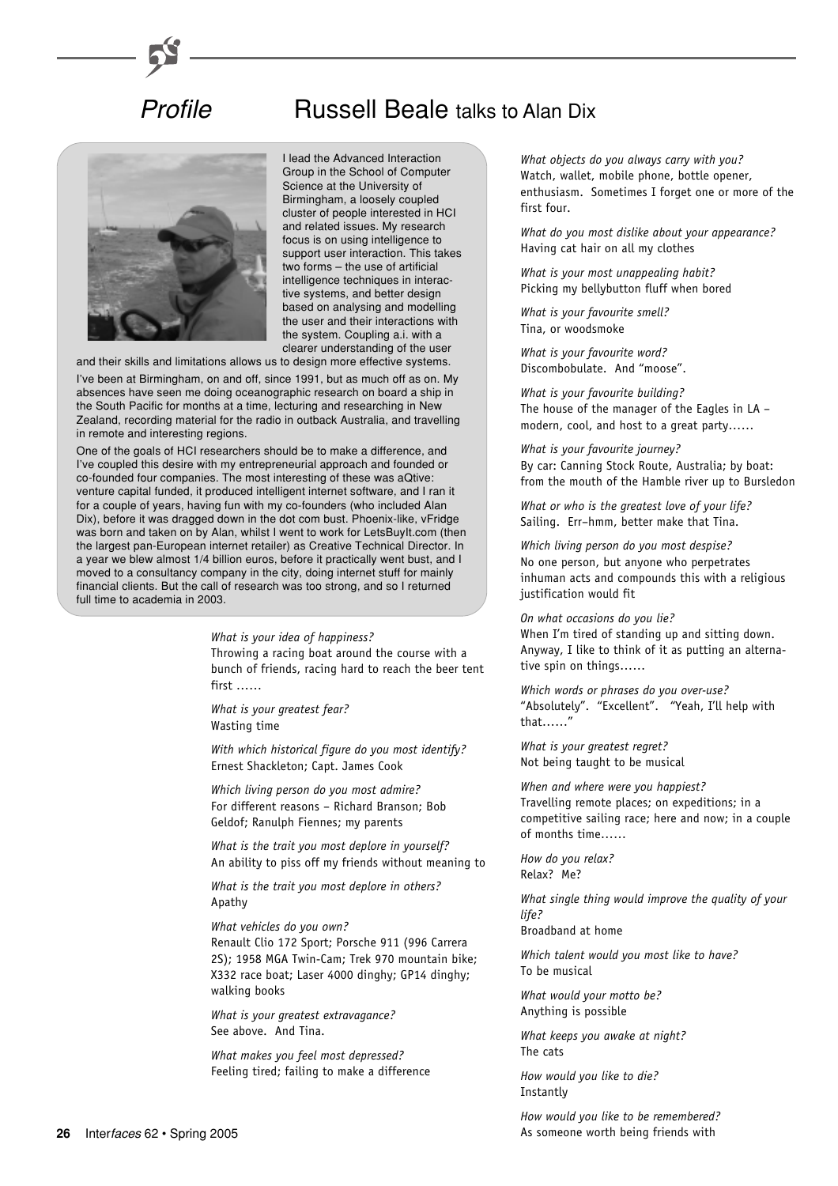# *Profile* Russell Beale talks to Alan Dix

I lead the Advanced Interaction Group in the School of Computer Science at the University of Birmingham, a loosely coupled cluster of people interested in HCI and related issues. My research focus is on using intelligence to support user interaction. This takes two forms – the use of artificial intelligence techniques in interactive systems, and better design based on analysing and modelling the user and their interactions with the system. Coupling a.i. with a clearer understanding of the user and their skills and limitations allows us to design more effective systems.

I've been at Birmingham, on and off, since 1991, but as much off as on. My absences have seen me doing oceanographic research on board a ship in the South Pacific for months at a time, lecturing and researching in New Zealand, recording material for the radio in outback Australia, and travelling in remote and interesting regions.

One of the goals of HCI researchers should be to make a difference, and I've coupled this desire with my entrepreneurial approach and founded or co-founded four companies. The most interesting of these was aQtive: venture capital funded, it produced intelligent internet software, and I ran it for a couple of years, having fun with my co-founders (who included Alan Dix), before it was dragged down in the dot com bust. Phoenix-like, vFridge was born and taken on by Alan, whilst I went to work for LetsBuyIt.com (then the largest pan-European internet retailer) as Creative Technical Director. In a year we blew almost 1/4 billion euros, before it practically went bust, and I moved to a consultancy company in the city, doing internet stuff for mainly financial clients. But the call of research was too strong, and so I returned full time to academia in 2003.

*What is your idea of happiness?*
Throwing a racing boat around the course with a bunch of friends, racing hard to reach the beer tent first ……

*What is your greatest fear?*
Wasting time

*With which historical figure do you most identify?*
Ernest Shackleton; Capt. James Cook

*Which living person do you most admire?*
For different reasons – Richard Branson; Bob Geldof; Ranulph Fiennes; my parents

*What is the trait you most deplore in yourself?*
An ability to piss off my friends without meaning to

*What is the trait you most deplore in others?*
Apathy

*What vehicles do you own?*
Renault Clio 172 Sport; Porsche 911 (996 Carrera 2S); 1958 MGA Twin-Cam; Trek 970 mountain bike; X332 race boat; Laser 4000 dinghy; GP14 dinghy; walking books

*What is your greatest extravagance?*
See above. And Tina.

*What makes you feel most depressed?*
Feeling tired; failing to make a difference

*What objects do you always carry with you?*
Watch, wallet, mobile phone, bottle opener, enthusiasm. Sometimes I forget one or more of the first four.

*What do you most dislike about your appearance?*
Having cat hair on all my clothes

*What is your most unappealing habit?*
Picking my bellybutton fluff when bored

*What is your favourite smell?*
Tina, or woodsmoke

*What is your favourite word?*
Discombobulate. And "moose".

*What is your favourite building?*
The house of the manager of the Eagles in LA – modern, cool, and host to a great party……

*What is your favourite journey?*
By car: Canning Stock Route, Australia; by boat: from the mouth of the Hamble river up to Bursledon

*What or who is the greatest love of your life?*
Sailing. Err–hmm, better make that Tina.

*Which living person do you most despise?*
No one person, but anyone who perpetrates inhuman acts and compounds this with a religious justification would fit

*On what occasions do you lie?*
When I'm tired of standing up and sitting down. Anyway, I like to think of it as putting an alternative spin on things……

*Which words or phrases do you over-use?*
"Absolutely". "Excellent". "Yeah, I'll help with that……"

*What is your greatest regret?*
Not being taught to be musical

*When and where were you happiest?*
Travelling remote places; on expeditions; in a competitive sailing race; here and now; in a couple of months time……

*How do you relax?*
Relax? Me?

*What single thing would improve the quality of your life?*
Broadband at home

*Which talent would you most like to have?*
To be musical

*What would your motto be?*
Anything is possible

*What keeps you awake at night?*
The cats

*How would you like to die?*
Instantly

*How would you like to be remembered?*
As someone worth being friends with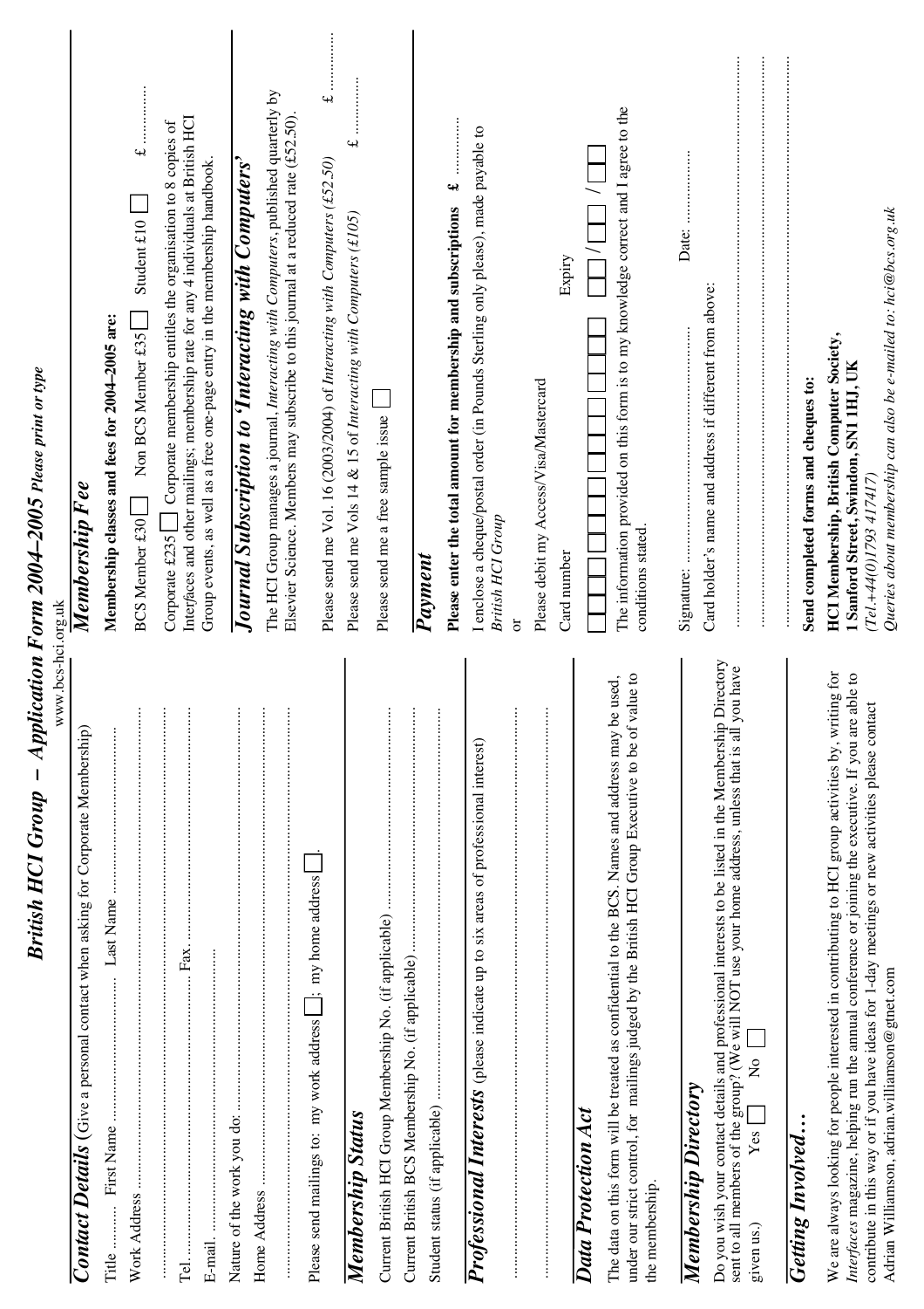# British HCI Group – Application Form 2004–2005 *Please print or type*

www.bcs-hci.org.uk

## *Contact Details* (Give a personal contact when asking for Corporate Membership)

Title ........ First Name ........................ Last Name ........................

Work Address ..............................................................

..............................................................

Tel. ........................ Fax. ........................

E-mail. ..............................................................

Nature of the work you do: ..............................................................

Home Address ..............................................................

..............................................................

Please send mailings to: my work address ☐; my home address ☐.

## *Membership Status*

Current British HCI Group Membership No. (if applicable) ........................

Current British BCS Membership No. (if applicable) ........................

Student status (if applicable) ........................

## *Professional Interests* (please indicate up to six areas of professional interest)

..............................................................

..............................................................

## *Data Protection Act*

The data on this form will be treated as confidential to the BCS. Names and address may be used, under our strict control, for mailings judged by the British HCI Group Executive to be of value to the membership.

## *Membership Directory*

Do you wish your contact details and professional interests to be listed in the Membership Directory sent to all members of the group? (We will NOT use your home address, unless that is all you have given us.) Yes ☐ No ☐

## *Getting Involved…*

We are always looking for people interested in contributing to HCI group activities by, writing for *Interfaces* magazine, helping run the annual conference or joining the executive. If you are able to contribute in this way or if you have ideas for 1-day meetings or new activities please contact Adrian Williamson, adrian.williamson@gnet.com

## *Membership Fee*

**Membership classes and fees for 2004–2005 are:**

BCS Member £30 ☐ Non BCS Member £35 ☐ Student £10 ☐ £ ............

Corporate £235 ☐ Corporate membership entitles the organisation to 8 copies of Interfaces and other mailings; membership rate for any 4 individuals at British HCI Group events, as well as a free one-page entry in the membership handbook.

## *Journal Subscription to 'Interacting with Computers'*

The HCI Group manages a journal, *Interacting with Computers*, published quarterly by Elsevier Science. Members may subscribe to this journal at a reduced rate (£52.50).

Please send me Vol. 16 (2003/2004) of *Interacting with Computers (£52.50)* £ ............

Please send me Vols 14 & 15 of *Interacting with Computers (£105)* £ ............

Please send me a free sample issue ☐

## *Payment*

**Please enter the total amount for membership and subscriptions £** ............

I enclose a cheque/postal order (in Pounds Sterling only please), made payable to *British HCI Group*

or

Please debit my Access/Visa/Mastercard

Card number ☐☐☐☐☐☐☐☐☐☐☐☐☐☐☐☐ Expiry ☐☐/☐☐/☐☐

The information provided on this form is to my knowledge correct and I agree to the conditions stated.

Signature: ........................ Date: ............

Card holder's name and address if different from above:

..............................................................

..............................................................

..............................................................

**Send completed forms and cheques to:**

**HCI Membership, British Computer Society, 1 Sanford Street, Swindon, SN1 1HJ, UK**

*(Tel.+44(0)1793 417417)*

*Queries about membership can also be e-mailed to: hci@bcs.org.uk*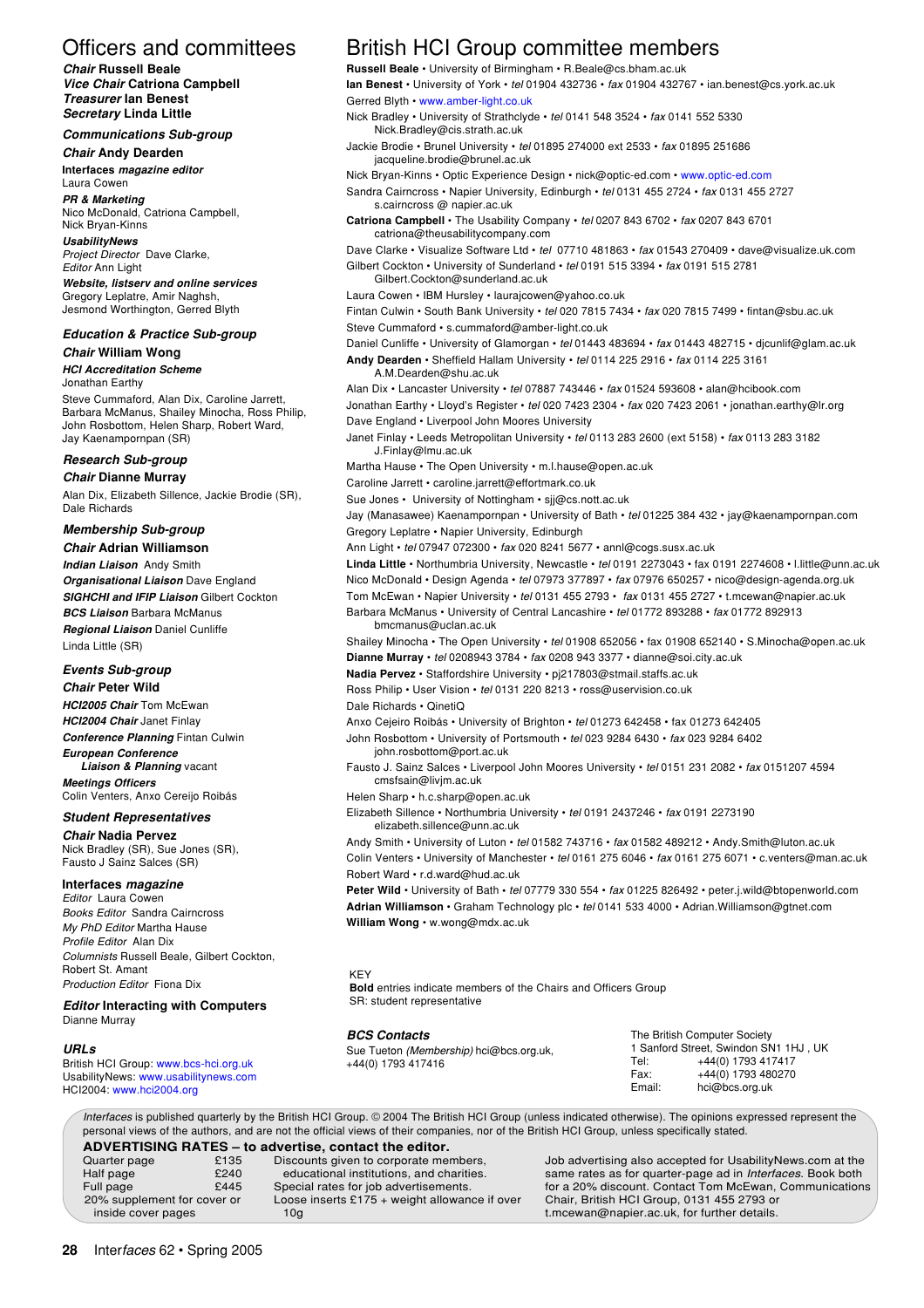# Officers and committees

***Chair* Russell Beale**
***Vice Chair* Catriona Campbell**
***Treasurer* Ian Benest**
***Secretary* Linda Little**

### *Communications Sub-group*

***Chair* Andy Dearden**

***Interfaces magazine editor***
Laura Cowen

***PR & Marketing***
Nico McDonald, Catriona Campbell, Nick Bryan-Kinns

***UsabilityNews***
*Project Director* Dave Clarke,
*Editor* Ann Light

***Website, listserv and online services***
Gregory Leplatre, Amir Naghsh, Jesmond Worthington, Gerred Blyth

### *Education & Practice Sub-group*

***Chair* William Wong**

***HCI Accreditation Scheme***
Jonathan Earthy

Steve Cummaford, Alan Dix, Caroline Jarrett, Barbara McManus, Shailey Minocha, Ross Philip, John Rosbottom, Helen Sharp, Robert Ward, Jay Kaenampornpan (SR)

### *Research Sub-group*

***Chair* Dianne Murray**

Alan Dix, Elizabeth Sillence, Jackie Brodie (SR), Dale Richards

### *Membership Sub-group*

***Chair* Adrian Williamson**

***Indian Liaison*** Andy Smith
***Organisational Liaison*** Dave England
***SIGHCHI and IFIP Liaison*** Gilbert Cockton
***BCS Liaison*** Barbara McManus
***Regional Liaison*** Daniel Cunliffe
Linda Little (SR)

### *Events Sub-group*

***Chair* Peter Wild**

***HCI2005 Chair*** Tom McEwan
***HCI2004 Chair*** Janet Finlay
***Conference Planning*** Fintan Culwin
***European Conference Liaison & Planning*** vacant
***Meetings Officers***
Colin Venters, Anxo Cereijo Roibás

### *Student Representatives*

***Chair* Nadia Pervez**
Nick Bradley (SR), Sue Jones (SR), Fausto J Sainz Salces (SR)

### Interfaces *magazine*

*Editor* Laura Cowen
*Books Editor* Sandra Cairncross
*My PhD Editor* Martha Hause
*Profile Editor* Alan Dix
*Columnists* Russell Beale, Gilbert Cockton, Robert St. Amant
*Production Editor* Fiona Dix

### *Editor* Interacting with Computers

Dianne Murray

### *URLs*

British HCI Group: www.bcs-hci.org.uk
UsabilityNews: www.usabilitynews.com
HCI2004: www.hci2004.org

# British HCI Group committee members

**Russell Beale** • University of Birmingham • R.Beale@cs.bham.ac.uk

**Ian Benest** • University of York • *tel* 01904 432736 • *fax* 01904 432767 • ian.benest@cs.york.ac.uk

Gerred Blyth • www.amber-light.co.uk

Nick Bradley • University of Strathclyde • *tel* 0141 548 3524 • *fax* 0141 552 5330 Nick.Bradley@cis.strath.ac.uk

Jackie Brodie • Brunel University • *tel* 01895 274000 ext 2533 • *fax* 01895 251686 jacqueline.brodie@brunel.ac.uk

Nick Bryan-Kinns • Optic Experience Design • nick@optic-ed.com • www.optic-ed.com

Sandra Cairncross • Napier University, Edinburgh • *tel* 0131 455 2724 • *fax* 0131 455 2727 s.cairncross @ napier.ac.uk

**Catriona Campbell** • The Usability Company • *tel* 0207 843 6702 • *fax* 0207 843 6701 catriona@theusabilitycompany.com

Dave Clarke • Visualize Software Ltd • *tel* 07710 481863 • *fax* 01543 270409 • dave@visualize.uk.com

Gilbert Cockton • University of Sunderland • *tel* 0191 515 3394 • *fax* 0191 515 2781 Gilbert.Cockton@sunderland.ac.uk

Laura Cowen • IBM Hursley • laurajcowen@yahoo.co.uk

Fintan Culwin • South Bank University • *tel* 020 7815 7434 • *fax* 020 7815 7499 • fintan@sbu.ac.uk

Steve Cummaford • s.cummaford@amber-light.co.uk

Daniel Cunliffe • University of Glamorgan • *tel* 01443 483694 • *fax* 01443 482715 • djcunlif@glam.ac.uk

**Andy Dearden** • Sheffield Hallam University • *tel* 0114 225 2916 • *fax* 0114 225 3161 A.M.Dearden@shu.ac.uk

Alan Dix • Lancaster University • *tel* 07887 743446 • *fax* 01524 593608 • alan@hcibook.com

Jonathan Earthy • Lloyd's Register • *tel* 020 7423 2304 • *fax* 020 7423 2061 • jonathan.earthy@lr.org

Dave England • Liverpool John Moores University

Janet Finlay • Leeds Metropolitan University • *tel* 0113 283 2600 (ext 5158) • *fax* 0113 283 3182 J.Finlay@lmu.ac.uk

Martha Hause • The Open University • m.l.hause@open.ac.uk

Caroline Jarrett • caroline.jarrett@effortmark.co.uk

Sue Jones • University of Nottingham • sjj@cs.nott.ac.uk

Jay (Manasawee) Kaenampornpan • University of Bath • *tel* 01225 384 432 • jay@kaenampornpan.com

Gregory Leplatre • Napier University, Edinburgh

Ann Light • *tel* 07947 072300 • *fax* 020 8241 5677 • annl@cogs.susx.ac.uk

**Linda Little** • Northumbria University, Newcastle • *tel* 0191 2273043 • fax 0191 2274608 • l.little@unn.ac.uk

Nico McDonald • Design Agenda • *tel* 07973 377897 • *fax* 07976 650257 • nico@design-agenda.org.uk

Tom McEwan • Napier University • *tel* 0131 455 2793 • *fax* 0131 455 2727 • t.mcewan@napier.ac.uk

Barbara McManus • University of Central Lancashire • *tel* 01772 893288 • *fax* 01772 892913 bmcmanus@uclan.ac.uk

Shailey Minocha • The Open University • *tel* 01908 652056 • fax 01908 652140 • S.Minocha@open.ac.uk

**Dianne Murray** • *tel* 0208943 3784 • *fax* 0208 943 3377 • dianne@soi.city.ac.uk

**Nadia Pervez** • Staffordshire University • pj217803@stmail.staffs.ac.uk

Ross Philip • User Vision • *tel* 0131 220 8213 • ross@uservision.co.uk

Dale Richards • QinetiQ

Anxo Cejeiro Roibás • University of Brighton • *tel* 01273 642458 • fax 01273 642405

John Rosbottom • University of Portsmouth • *tel* 023 9284 6430 • *fax* 023 9284 6402 john.rosbottom@port.ac.uk

Fausto J. Sainz Salces • Liverpool John Moores University • *tel* 0151 231 2082 • *fax* 0151207 4594 cmsfsain@livjm.ac.uk

Helen Sharp • h.c.sharp@open.ac.uk

Elizabeth Sillence • Northumbria University • *tel* 0191 2437246 • *fax* 0191 2273190 elizabeth.sillence@unn.ac.uk

Andy Smith • University of Luton • *tel* 01582 743716 • *fax* 01582 489212 • Andy.Smith@luton.ac.uk

Colin Venters • University of Manchester • *tel* 0161 275 6046 • *fax* 0161 275 6071 • c.venters@man.ac.uk

Robert Ward • r.d.ward@hud.ac.uk

**Peter Wild** • University of Bath • *tel* 07779 330 554 • *fax* 01225 826492 • peter.j.wild@btopenworld.com

**Adrian Williamson** • Graham Technology plc • *tel* 0141 533 4000 • Adrian.Williamson@gtnet.com

**William Wong** • w.wong@mdx.ac.uk

KEY
**Bold** entries indicate members of the Chairs and Officers Group
SR: student representative

### *BCS Contacts*

Sue Tueton *(Membership)* hci@bcs.org.uk, +44(0) 1793 417416

The British Computer Society
1 Sanford Street, Swindon SN1 1HJ , UK
Tel: +44(0) 1793 417417
Fax: +44(0) 1793 480270
Email: hci@bcs.org.uk

*Interfaces* is published quarterly by the British HCI Group. © 2004 The British HCI Group (unless indicated otherwise). The opinions expressed represent the personal views of the authors, and are not the official views of their companies, nor of the British HCI Group, unless specifically stated.

**ADVERTISING RATES – to advertise, contact the editor.**

| | |
|---|---|
| Quarter page | £135 |
| Half page | £240 |
| Full page | £445 |
| 20% supplement for cover or inside cover pages | |

Discounts given to corporate members, educational institutions, and charities.
Special rates for job advertisements.
Loose inserts £175 + weight allowance if over 10g

Job advertising also accepted for UsabilityNews.com at the same rates as for quarter-page ad in *Interfaces*. Book both for a 20% discount. Contact Tom McEwan, Communications Chair, British HCI Group, 0131 455 2793 or t.mcewan@napier.ac.uk, for further details.